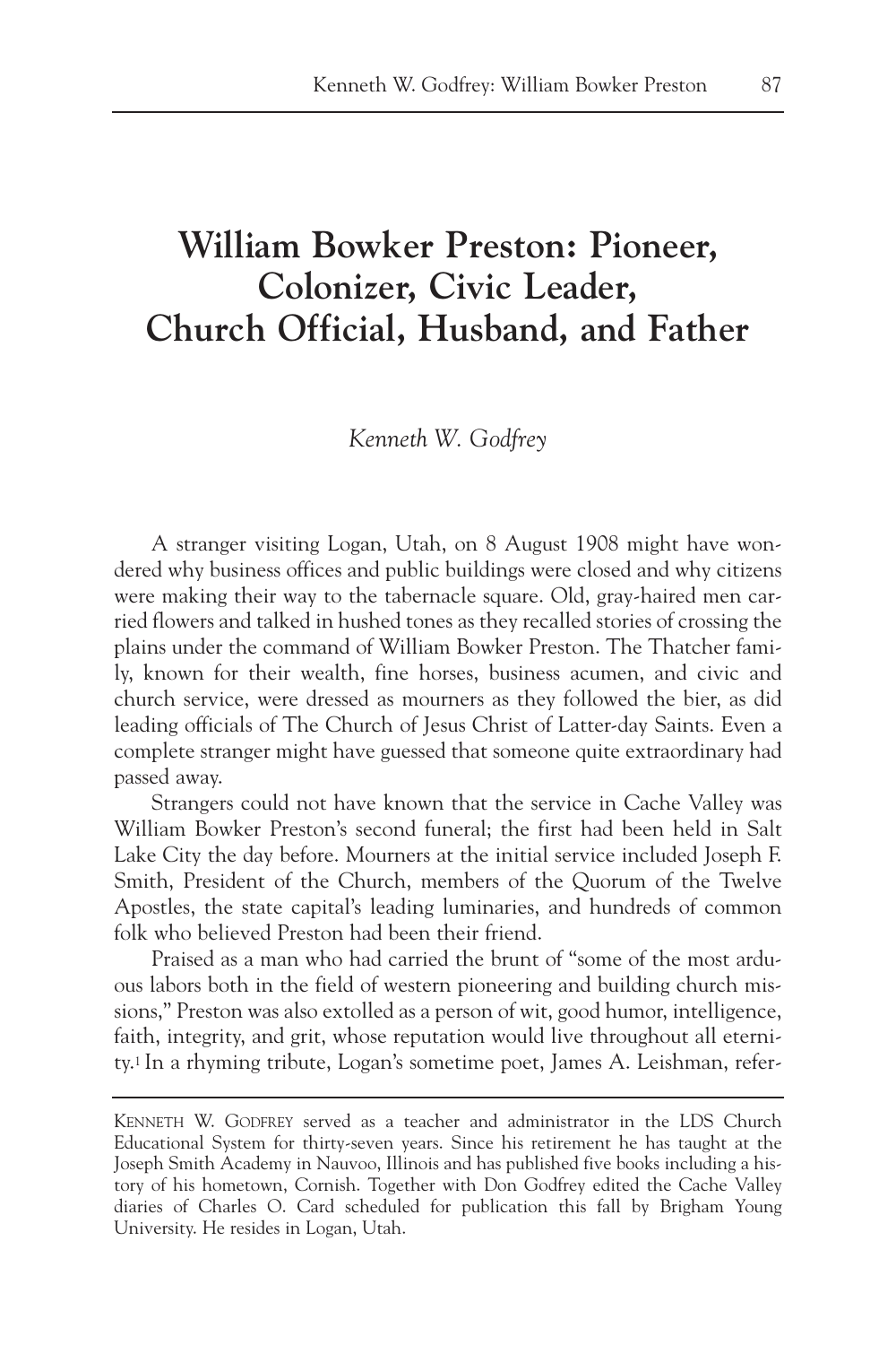# William Bowker Preston: Pioneer, Colonizer, Civic Leader, Church Official, Husband, and Father

*Kenneth W. Godfrey*

A stranger visiting Logan, Utah, on 8 August 1908 might have wondered why business offices and public buildings were closed and why citizens were making their way to the tabernacle square. Old, gray-haired men carried flowers and talked in hushed tones as they recalled stories of crossing the plains under the command of William Bowker Preston. The Thatcher family, known for their wealth, fine horses, business acumen, and civic and church service, were dressed as mourners as they followed the bier, as did leading officials of The Church of Jesus Christ of Latter-day Saints. Even a complete stranger might have guessed that someone quite extraordinary had passed away.

Strangers could not have known that the service in Cache Valley was William Bowker Preston's second funeral; the first had been held in Salt Lake City the day before. Mourners at the initial service included Joseph F. Smith, President of the Church, members of the Quorum of the Twelve Apostles, the state capital's leading luminaries, and hundreds of common folk who believed Preston had been their friend.

Praised as a man who had carried the brunt of "some of the most arduous labors both in the field of western pioneering and building church missions," Preston was also extolled as a person of wit, good humor, intelligence, faith, integrity, and grit, whose reputation would live throughout all eternity.[1] In a rhyming tribute, Logan's sometime poet, James A. Leishman, refer-

---

KENNETH W. GODFREY served as a teacher and administrator in the LDS Church Educational System for thirty-seven years. Since his retirement he has taught at the Joseph Smith Academy in Nauvoo, Illinois and has published five books including a history of his hometown, Cornish. Together with Don Godfrey edited the Cache Valley diaries of Charles O. Card scheduled for publication this fall by Brigham Young University. He resides in Logan, Utah.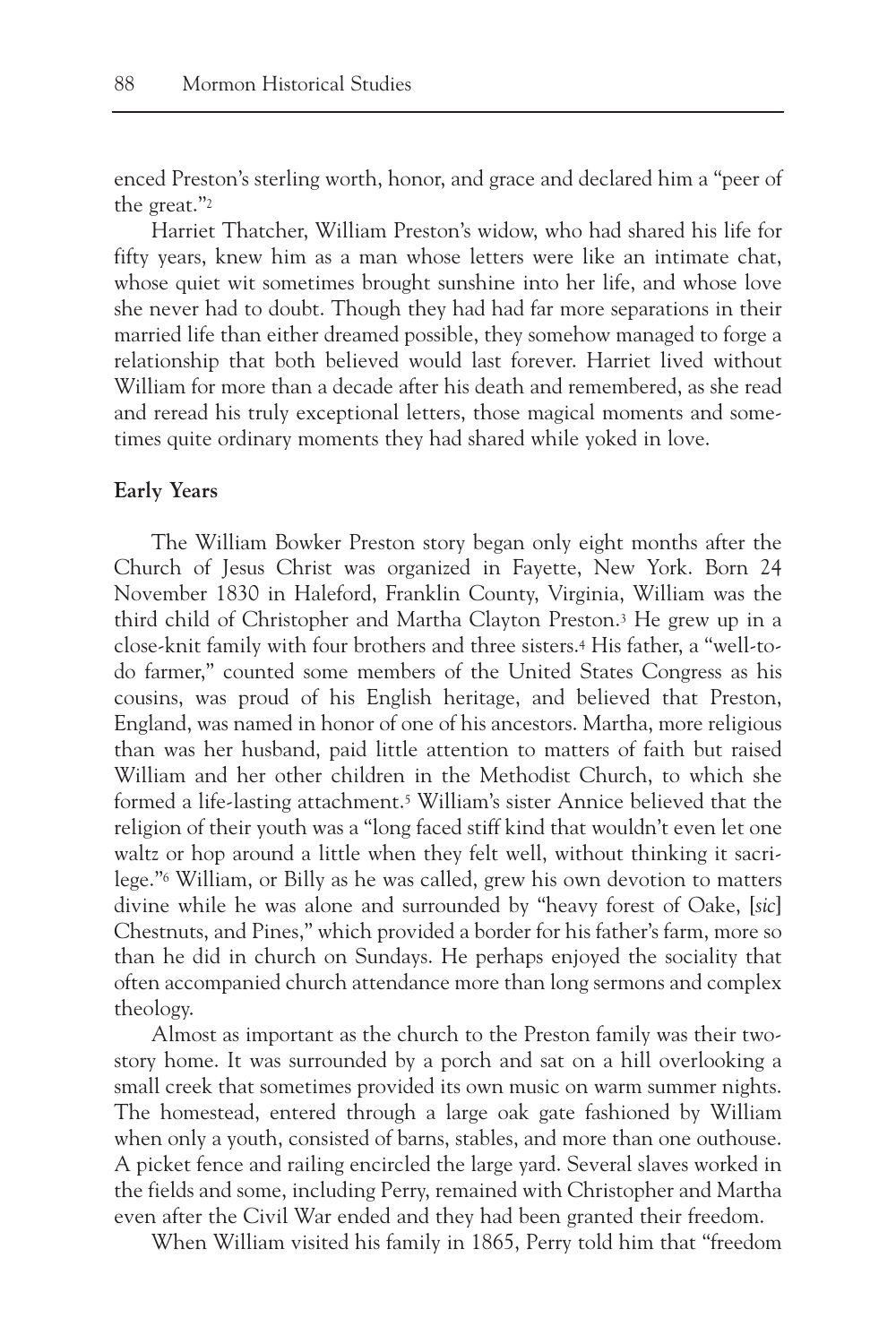enced Preston's sterling worth, honor, and grace and declared him a "peer of the great."[2]

Harriet Thatcher, William Preston's widow, who had shared his life for fifty years, knew him as a man whose letters were like an intimate chat, whose quiet wit sometimes brought sunshine into her life, and whose love she never had to doubt. Though they had had far more separations in their married life than either dreamed possible, they somehow managed to forge a relationship that both believed would last forever. Harriet lived without William for more than a decade after his death and remembered, as she read and reread his truly exceptional letters, those magical moments and sometimes quite ordinary moments they had shared while yoked in love.

**Early Years**

The William Bowker Preston story began only eight months after the Church of Jesus Christ was organized in Fayette, New York. Born 24 November 1830 in Haleford, Franklin County, Virginia, William was the third child of Christopher and Martha Clayton Preston.[3] He grew up in a close-knit family with four brothers and three sisters.[4] His father, a "well-to-do farmer," counted some members of the United States Congress as his cousins, was proud of his English heritage, and believed that Preston, England, was named in honor of one of his ancestors. Martha, more religious than was her husband, paid little attention to matters of faith but raised William and her other children in the Methodist Church, to which she formed a life-lasting attachment.[5] William's sister Annice believed that the religion of their youth was a "long faced stiff kind that wouldn't even let one waltz or hop around a little when they felt well, without thinking it sacrilege."[6] William, or Billy as he was called, grew his own devotion to matters divine while he was alone and surrounded by "heavy forest of Oake, [*sic*] Chestnuts, and Pines," which provided a border for his father's farm, more so than he did in church on Sundays. He perhaps enjoyed the sociality that often accompanied church attendance more than long sermons and complex theology.

Almost as important as the church to the Preston family was their two-story home. It was surrounded by a porch and sat on a hill overlooking a small creek that sometimes provided its own music on warm summer nights. The homestead, entered through a large oak gate fashioned by William when only a youth, consisted of barns, stables, and more than one outhouse. A picket fence and railing encircled the large yard. Several slaves worked in the fields and some, including Perry, remained with Christopher and Martha even after the Civil War ended and they had been granted their freedom.

When William visited his family in 1865, Perry told him that "freedom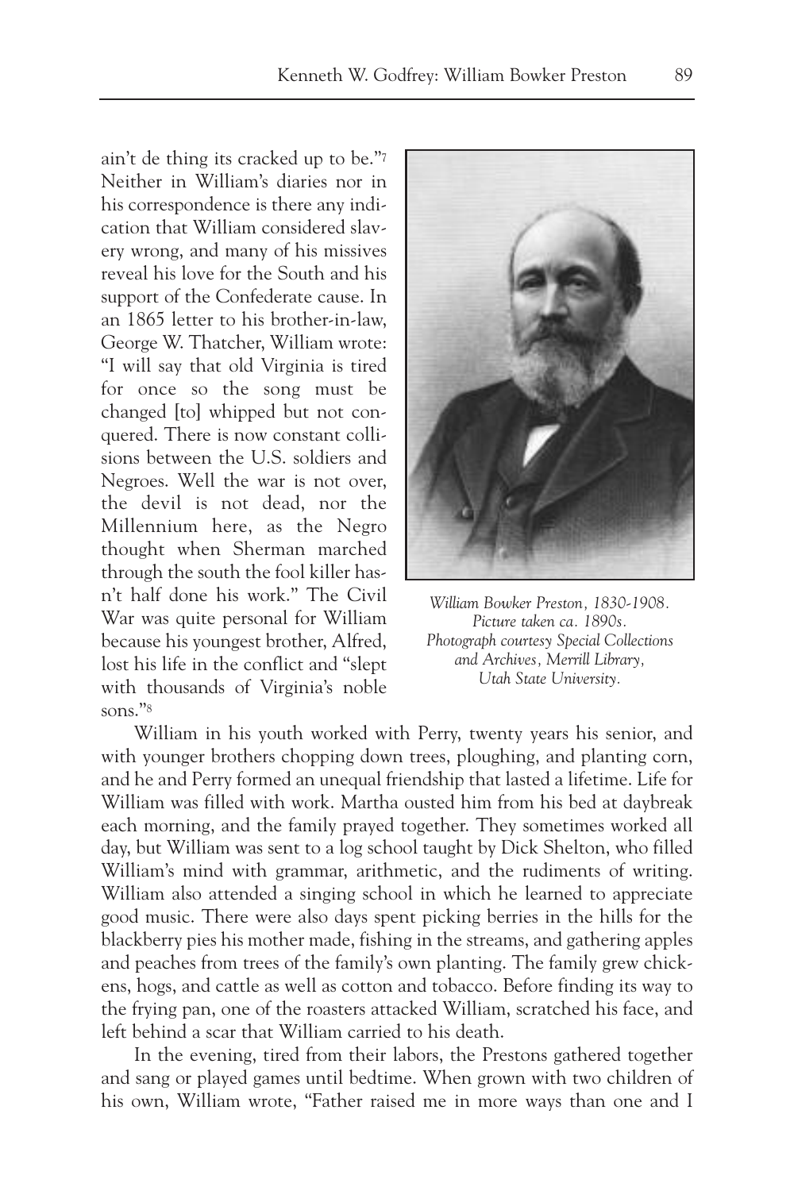ain't de thing its cracked up to be."[7] Neither in William's diaries nor in his correspondence is there any indication that William considered slavery wrong, and many of his missives reveal his love for the South and his support of the Confederate cause. In an 1865 letter to his brother-in-law, George W. Thatcher, William wrote: "I will say that old Virginia is tired for once so the song must be changed [to] whipped but not conquered. There is now constant collisions between the U.S. soldiers and Negroes. Well the war is not over, the devil is not dead, nor the Millennium here, as the Negro thought when Sherman marched through the south the fool killer hasn't half done his work." The Civil War was quite personal for William because his youngest brother, Alfred, lost his life in the conflict and "slept with thousands of Virginia's noble sons."[8]

*William Bowker Preston, 1830-1908. Picture taken ca. 1890s. Photograph courtesy Special Collections and Archives, Merrill Library, Utah State University.*

William in his youth worked with Perry, twenty years his senior, and with younger brothers chopping down trees, ploughing, and planting corn, and he and Perry formed an unequal friendship that lasted a lifetime. Life for William was filled with work. Martha ousted him from his bed at daybreak each morning, and the family prayed together. They sometimes worked all day, but William was sent to a log school taught by Dick Shelton, who filled William's mind with grammar, arithmetic, and the rudiments of writing. William also attended a singing school in which he learned to appreciate good music. There were also days spent picking berries in the hills for the blackberry pies his mother made, fishing in the streams, and gathering apples and peaches from trees of the family's own planting. The family grew chickens, hogs, and cattle as well as cotton and tobacco. Before finding its way to the frying pan, one of the roasters attacked William, scratched his face, and left behind a scar that William carried to his death.

In the evening, tired from their labors, the Prestons gathered together and sang or played games until bedtime. When grown with two children of his own, William wrote, "Father raised me in more ways than one and I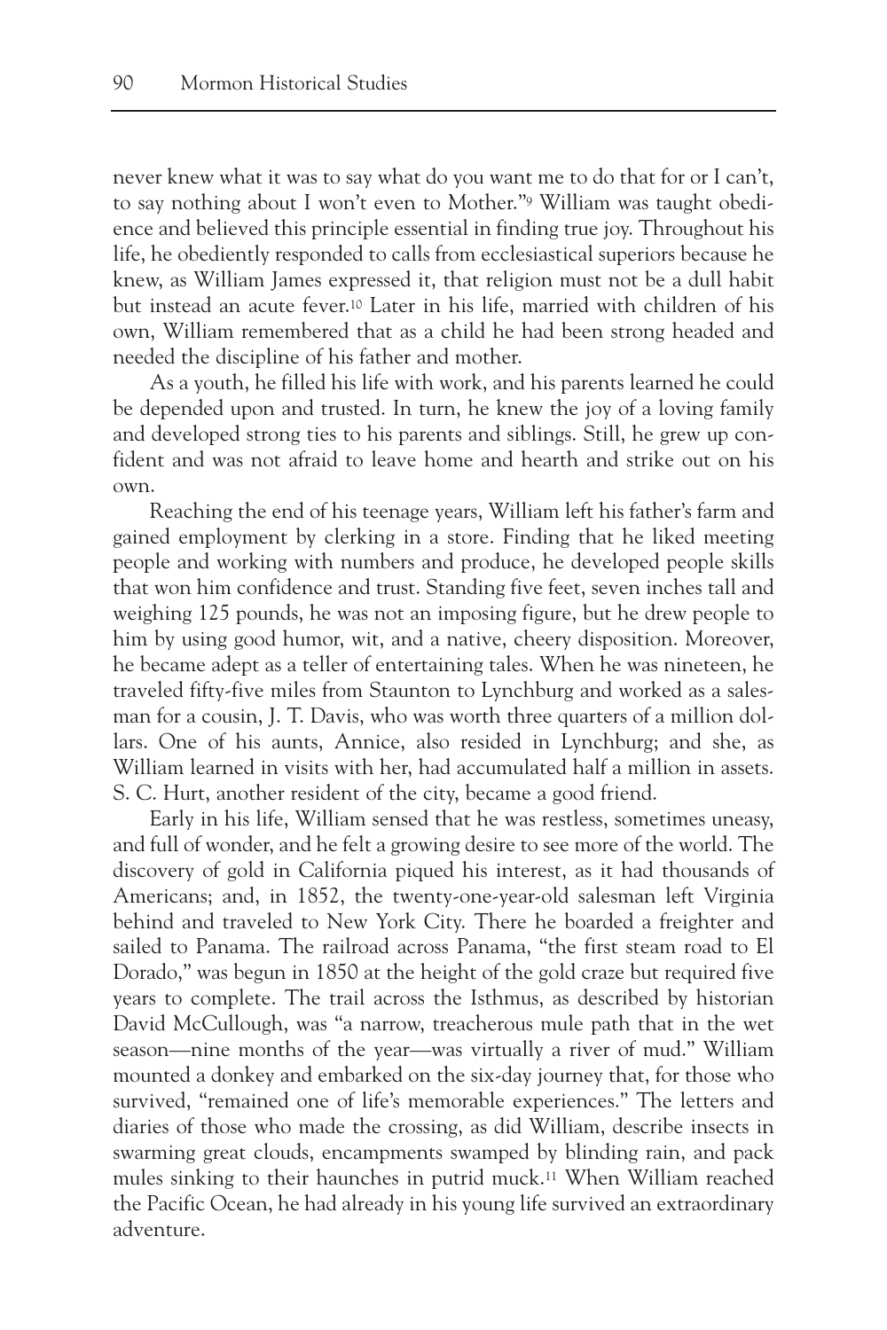never knew what it was to say what do you want me to do that for or I can't, to say nothing about I won't even to Mother."[9] William was taught obedience and believed this principle essential in finding true joy. Throughout his life, he obediently responded to calls from ecclesiastical superiors because he knew, as William James expressed it, that religion must not be a dull habit but instead an acute fever.[10] Later in his life, married with children of his own, William remembered that as a child he had been strong headed and needed the discipline of his father and mother.

As a youth, he filled his life with work, and his parents learned he could be depended upon and trusted. In turn, he knew the joy of a loving family and developed strong ties to his parents and siblings. Still, he grew up confident and was not afraid to leave home and hearth and strike out on his own.

Reaching the end of his teenage years, William left his father's farm and gained employment by clerking in a store. Finding that he liked meeting people and working with numbers and produce, he developed people skills that won him confidence and trust. Standing five feet, seven inches tall and weighing 125 pounds, he was not an imposing figure, but he drew people to him by using good humor, wit, and a native, cheery disposition. Moreover, he became adept as a teller of entertaining tales. When he was nineteen, he traveled fifty-five miles from Staunton to Lynchburg and worked as a salesman for a cousin, J. T. Davis, who was worth three quarters of a million dollars. One of his aunts, Annice, also resided in Lynchburg; and she, as William learned in visits with her, had accumulated half a million in assets. S. C. Hurt, another resident of the city, became a good friend.

Early in his life, William sensed that he was restless, sometimes uneasy, and full of wonder, and he felt a growing desire to see more of the world. The discovery of gold in California piqued his interest, as it had thousands of Americans; and, in 1852, the twenty-one-year-old salesman left Virginia behind and traveled to New York City. There he boarded a freighter and sailed to Panama. The railroad across Panama, "the first steam road to El Dorado," was begun in 1850 at the height of the gold craze but required five years to complete. The trail across the Isthmus, as described by historian David McCullough, was "a narrow, treacherous mule path that in the wet season—nine months of the year—was virtually a river of mud." William mounted a donkey and embarked on the six-day journey that, for those who survived, "remained one of life's memorable experiences." The letters and diaries of those who made the crossing, as did William, describe insects in swarming great clouds, encampments swamped by blinding rain, and pack mules sinking to their haunches in putrid muck.[11] When William reached the Pacific Ocean, he had already in his young life survived an extraordinary adventure.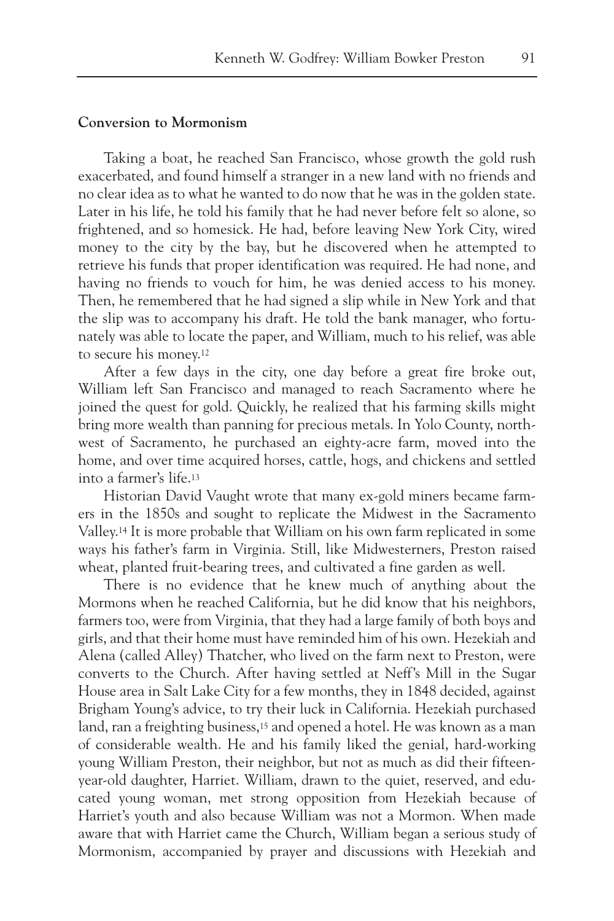## Conversion to Mormonism

Taking a boat, he reached San Francisco, whose growth the gold rush exacerbated, and found himself a stranger in a new land with no friends and no clear idea as to what he wanted to do now that he was in the golden state. Later in his life, he told his family that he had never before felt so alone, so frightened, and so homesick. He had, before leaving New York City, wired money to the city by the bay, but he discovered when he attempted to retrieve his funds that proper identification was required. He had none, and having no friends to vouch for him, he was denied access to his money. Then, he remembered that he had signed a slip while in New York and that the slip was to accompany his draft. He told the bank manager, who fortunately was able to locate the paper, and William, much to his relief, was able to secure his money.[12]

After a few days in the city, one day before a great fire broke out, William left San Francisco and managed to reach Sacramento where he joined the quest for gold. Quickly, he realized that his farming skills might bring more wealth than panning for precious metals. In Yolo County, northwest of Sacramento, he purchased an eighty-acre farm, moved into the home, and over time acquired horses, cattle, hogs, and chickens and settled into a farmer's life.[13]

Historian David Vaught wrote that many ex-gold miners became farmers in the 1850s and sought to replicate the Midwest in the Sacramento Valley.[14] It is more probable that William on his own farm replicated in some ways his father's farm in Virginia. Still, like Midwesterners, Preston raised wheat, planted fruit-bearing trees, and cultivated a fine garden as well.

There is no evidence that he knew much of anything about the Mormons when he reached California, but he did know that his neighbors, farmers too, were from Virginia, that they had a large family of both boys and girls, and that their home must have reminded him of his own. Hezekiah and Alena (called Alley) Thatcher, who lived on the farm next to Preston, were converts to the Church. After having settled at Neff's Mill in the Sugar House area in Salt Lake City for a few months, they in 1848 decided, against Brigham Young's advice, to try their luck in California. Hezekiah purchased land, ran a freighting business,[15] and opened a hotel. He was known as a man of considerable wealth. He and his family liked the genial, hard-working young William Preston, their neighbor, but not as much as did their fifteen-year-old daughter, Harriet. William, drawn to the quiet, reserved, and educated young woman, met strong opposition from Hezekiah because of Harriet's youth and also because William was not a Mormon. When made aware that with Harriet came the Church, William began a serious study of Mormonism, accompanied by prayer and discussions with Hezekiah and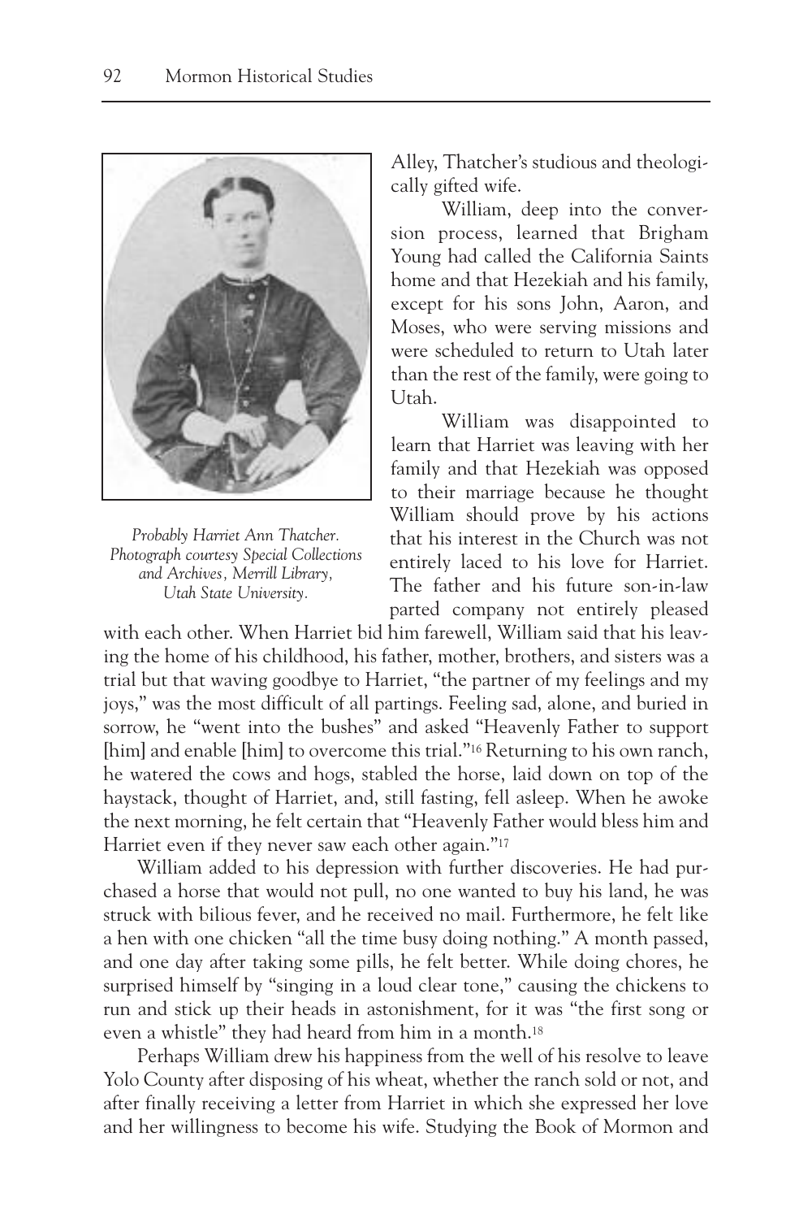*Probably Harriet Ann Thatcher. Photograph courtesy Special Collections and Archives, Merrill Library, Utah State University.*

Alley, Thatcher's studious and theologically gifted wife.

William, deep into the conversion process, learned that Brigham Young had called the California Saints home and that Hezekiah and his family, except for his sons John, Aaron, and Moses, who were serving missions and were scheduled to return to Utah later than the rest of the family, were going to Utah.

William was disappointed to learn that Harriet was leaving with her family and that Hezekiah was opposed to their marriage because he thought William should prove by his actions that his interest in the Church was not entirely laced to his love for Harriet. The father and his future son-in-law parted company not entirely pleased with each other. When Harriet bid him farewell, William said that his leaving the home of his childhood, his father, mother, brothers, and sisters was a trial but that waving goodbye to Harriet, "the partner of my feelings and my joys," was the most difficult of all partings. Feeling sad, alone, and buried in sorrow, he "went into the bushes" and asked "Heavenly Father to support [him] and enable [him] to overcome this trial."[16] Returning to his own ranch, he watered the cows and hogs, stabled the horse, laid down on top of the haystack, thought of Harriet, and, still fasting, fell asleep. When he awoke the next morning, he felt certain that "Heavenly Father would bless him and Harriet even if they never saw each other again."[17]

William added to his depression with further discoveries. He had purchased a horse that would not pull, no one wanted to buy his land, he was struck with bilious fever, and he received no mail. Furthermore, he felt like a hen with one chicken "all the time busy doing nothing." A month passed, and one day after taking some pills, he felt better. While doing chores, he surprised himself by "singing in a loud clear tone," causing the chickens to run and stick up their heads in astonishment, for it was "the first song or even a whistle" they had heard from him in a month.[18]

Perhaps William drew his happiness from the well of his resolve to leave Yolo County after disposing of his wheat, whether the ranch sold or not, and after finally receiving a letter from Harriet in which she expressed her love and her willingness to become his wife. Studying the Book of Mormon and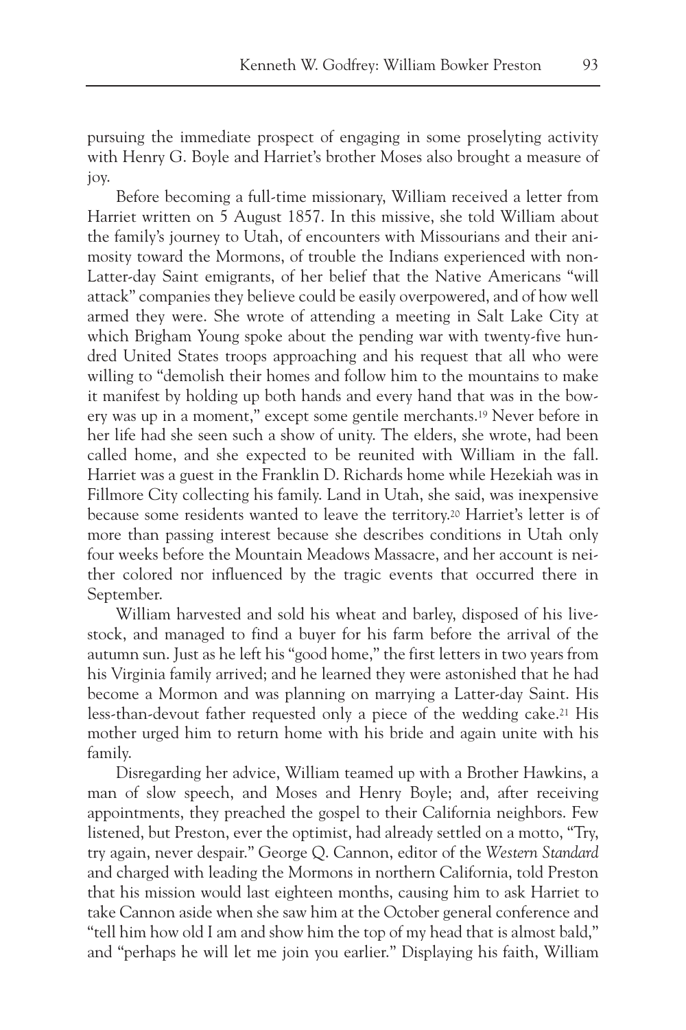pursuing the immediate prospect of engaging in some proselyting activity with Henry G. Boyle and Harriet's brother Moses also brought a measure of joy.

Before becoming a full-time missionary, William received a letter from Harriet written on 5 August 1857. In this missive, she told William about the family's journey to Utah, of encounters with Missourians and their animosity toward the Mormons, of trouble the Indians experienced with non-Latter-day Saint emigrants, of her belief that the Native Americans "will attack" companies they believe could be easily overpowered, and of how well armed they were. She wrote of attending a meeting in Salt Lake City at which Brigham Young spoke about the pending war with twenty-five hundred United States troops approaching and his request that all who were willing to "demolish their homes and follow him to the mountains to make it manifest by holding up both hands and every hand that was in the bowery was up in a moment," except some gentile merchants.[19] Never before in her life had she seen such a show of unity. The elders, she wrote, had been called home, and she expected to be reunited with William in the fall. Harriet was a guest in the Franklin D. Richards home while Hezekiah was in Fillmore City collecting his family. Land in Utah, she said, was inexpensive because some residents wanted to leave the territory.[20] Harriet's letter is of more than passing interest because she describes conditions in Utah only four weeks before the Mountain Meadows Massacre, and her account is neither colored nor influenced by the tragic events that occurred there in September.

William harvested and sold his wheat and barley, disposed of his livestock, and managed to find a buyer for his farm before the arrival of the autumn sun. Just as he left his "good home," the first letters in two years from his Virginia family arrived; and he learned they were astonished that he had become a Mormon and was planning on marrying a Latter-day Saint. His less-than-devout father requested only a piece of the wedding cake.[21] His mother urged him to return home with his bride and again unite with his family.

Disregarding her advice, William teamed up with a Brother Hawkins, a man of slow speech, and Moses and Henry Boyle; and, after receiving appointments, they preached the gospel to their California neighbors. Few listened, but Preston, ever the optimist, had already settled on a motto, "Try, try again, never despair." George Q. Cannon, editor of the *Western Standard* and charged with leading the Mormons in northern California, told Preston that his mission would last eighteen months, causing him to ask Harriet to take Cannon aside when she saw him at the October general conference and "tell him how old I am and show him the top of my head that is almost bald," and "perhaps he will let me join you earlier." Displaying his faith, William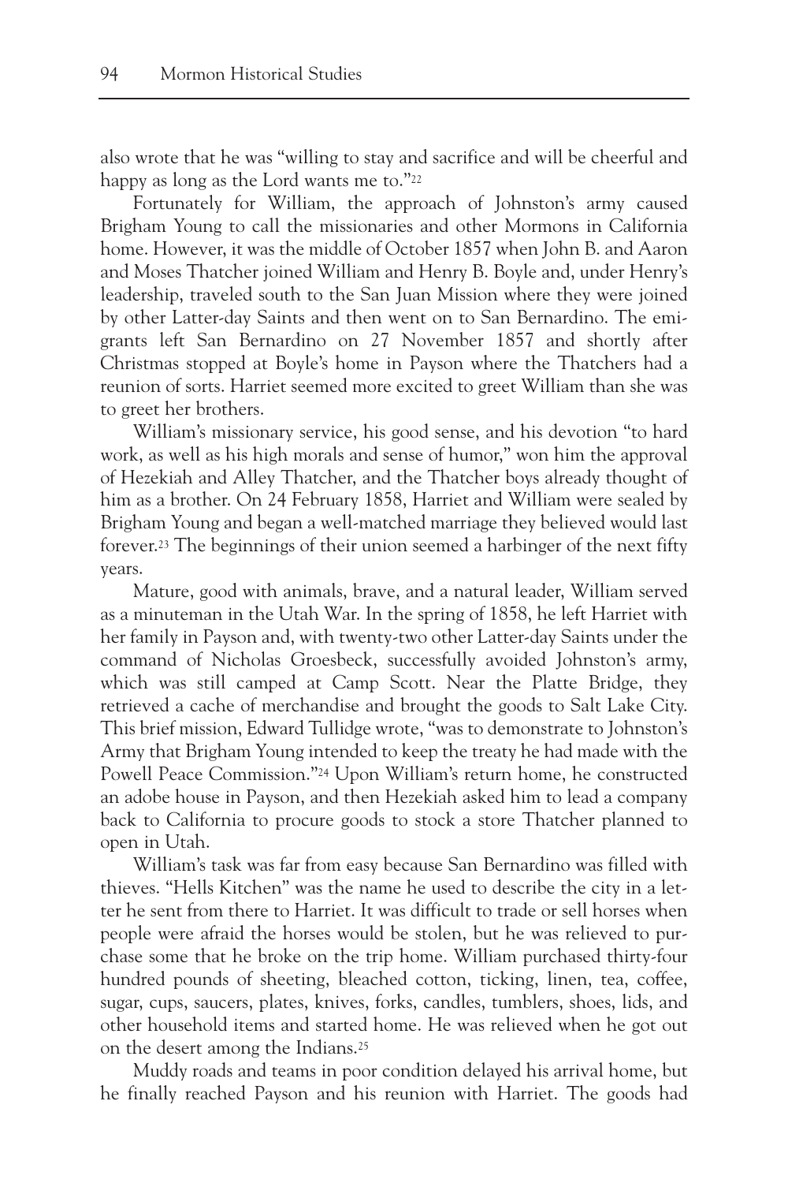also wrote that he was "willing to stay and sacrifice and will be cheerful and happy as long as the Lord wants me to."[22]

Fortunately for William, the approach of Johnston's army caused Brigham Young to call the missionaries and other Mormons in California home. However, it was the middle of October 1857 when John B. and Aaron and Moses Thatcher joined William and Henry B. Boyle and, under Henry's leadership, traveled south to the San Juan Mission where they were joined by other Latter-day Saints and then went on to San Bernardino. The emigrants left San Bernardino on 27 November 1857 and shortly after Christmas stopped at Boyle's home in Payson where the Thatchers had a reunion of sorts. Harriet seemed more excited to greet William than she was to greet her brothers.

William's missionary service, his good sense, and his devotion "to hard work, as well as his high morals and sense of humor," won him the approval of Hezekiah and Alley Thatcher, and the Thatcher boys already thought of him as a brother. On 24 February 1858, Harriet and William were sealed by Brigham Young and began a well-matched marriage they believed would last forever.[23] The beginnings of their union seemed a harbinger of the next fifty years.

Mature, good with animals, brave, and a natural leader, William served as a minuteman in the Utah War. In the spring of 1858, he left Harriet with her family in Payson and, with twenty-two other Latter-day Saints under the command of Nicholas Groesbeck, successfully avoided Johnston's army, which was still camped at Camp Scott. Near the Platte Bridge, they retrieved a cache of merchandise and brought the goods to Salt Lake City. This brief mission, Edward Tullidge wrote, "was to demonstrate to Johnston's Army that Brigham Young intended to keep the treaty he had made with the Powell Peace Commission."[24] Upon William's return home, he constructed an adobe house in Payson, and then Hezekiah asked him to lead a company back to California to procure goods to stock a store Thatcher planned to open in Utah.

William's task was far from easy because San Bernardino was filled with thieves. "Hells Kitchen" was the name he used to describe the city in a letter he sent from there to Harriet. It was difficult to trade or sell horses when people were afraid the horses would be stolen, but he was relieved to purchase some that he broke on the trip home. William purchased thirty-four hundred pounds of sheeting, bleached cotton, ticking, linen, tea, coffee, sugar, cups, saucers, plates, knives, forks, candles, tumblers, shoes, lids, and other household items and started home. He was relieved when he got out on the desert among the Indians.[25]

Muddy roads and teams in poor condition delayed his arrival home, but he finally reached Payson and his reunion with Harriet. The goods had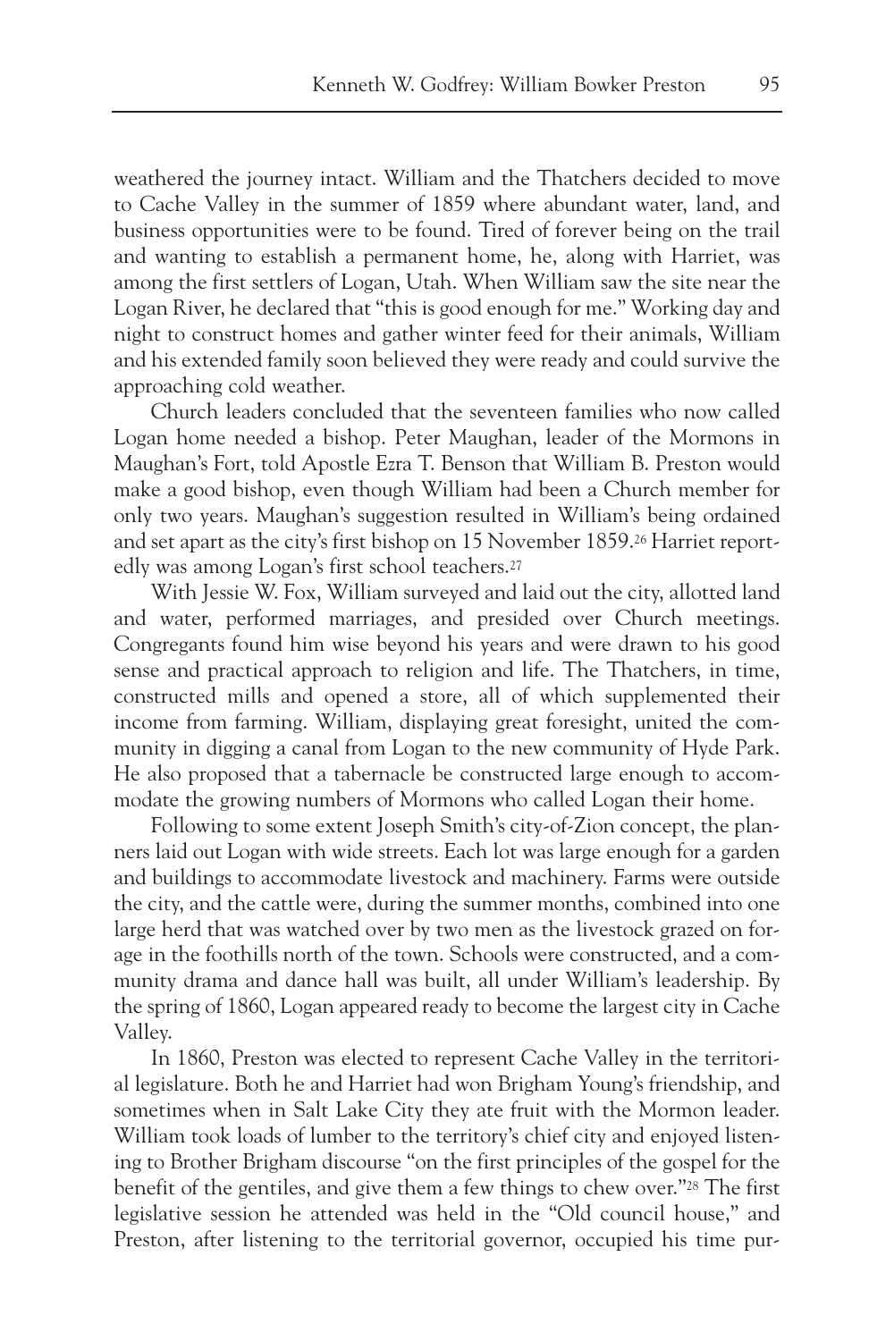weathered the journey intact. William and the Thatchers decided to move to Cache Valley in the summer of 1859 where abundant water, land, and business opportunities were to be found. Tired of forever being on the trail and wanting to establish a permanent home, he, along with Harriet, was among the first settlers of Logan, Utah. When William saw the site near the Logan River, he declared that "this is good enough for me." Working day and night to construct homes and gather winter feed for their animals, William and his extended family soon believed they were ready and could survive the approaching cold weather.

Church leaders concluded that the seventeen families who now called Logan home needed a bishop. Peter Maughan, leader of the Mormons in Maughan's Fort, told Apostle Ezra T. Benson that William B. Preston would make a good bishop, even though William had been a Church member for only two years. Maughan's suggestion resulted in William's being ordained and set apart as the city's first bishop on 15 November 1859.[26] Harriet reportedly was among Logan's first school teachers.[27]

With Jessie W. Fox, William surveyed and laid out the city, allotted land and water, performed marriages, and presided over Church meetings. Congregants found him wise beyond his years and were drawn to his good sense and practical approach to religion and life. The Thatchers, in time, constructed mills and opened a store, all of which supplemented their income from farming. William, displaying great foresight, united the community in digging a canal from Logan to the new community of Hyde Park. He also proposed that a tabernacle be constructed large enough to accommodate the growing numbers of Mormons who called Logan their home.

Following to some extent Joseph Smith's city-of-Zion concept, the planners laid out Logan with wide streets. Each lot was large enough for a garden and buildings to accommodate livestock and machinery. Farms were outside the city, and the cattle were, during the summer months, combined into one large herd that was watched over by two men as the livestock grazed on forage in the foothills north of the town. Schools were constructed, and a community drama and dance hall was built, all under William's leadership. By the spring of 1860, Logan appeared ready to become the largest city in Cache Valley.

In 1860, Preston was elected to represent Cache Valley in the territorial legislature. Both he and Harriet had won Brigham Young's friendship, and sometimes when in Salt Lake City they ate fruit with the Mormon leader. William took loads of lumber to the territory's chief city and enjoyed listening to Brother Brigham discourse "on the first principles of the gospel for the benefit of the gentiles, and give them a few things to chew over."[28] The first legislative session he attended was held in the "Old council house," and Preston, after listening to the territorial governor, occupied his time pur-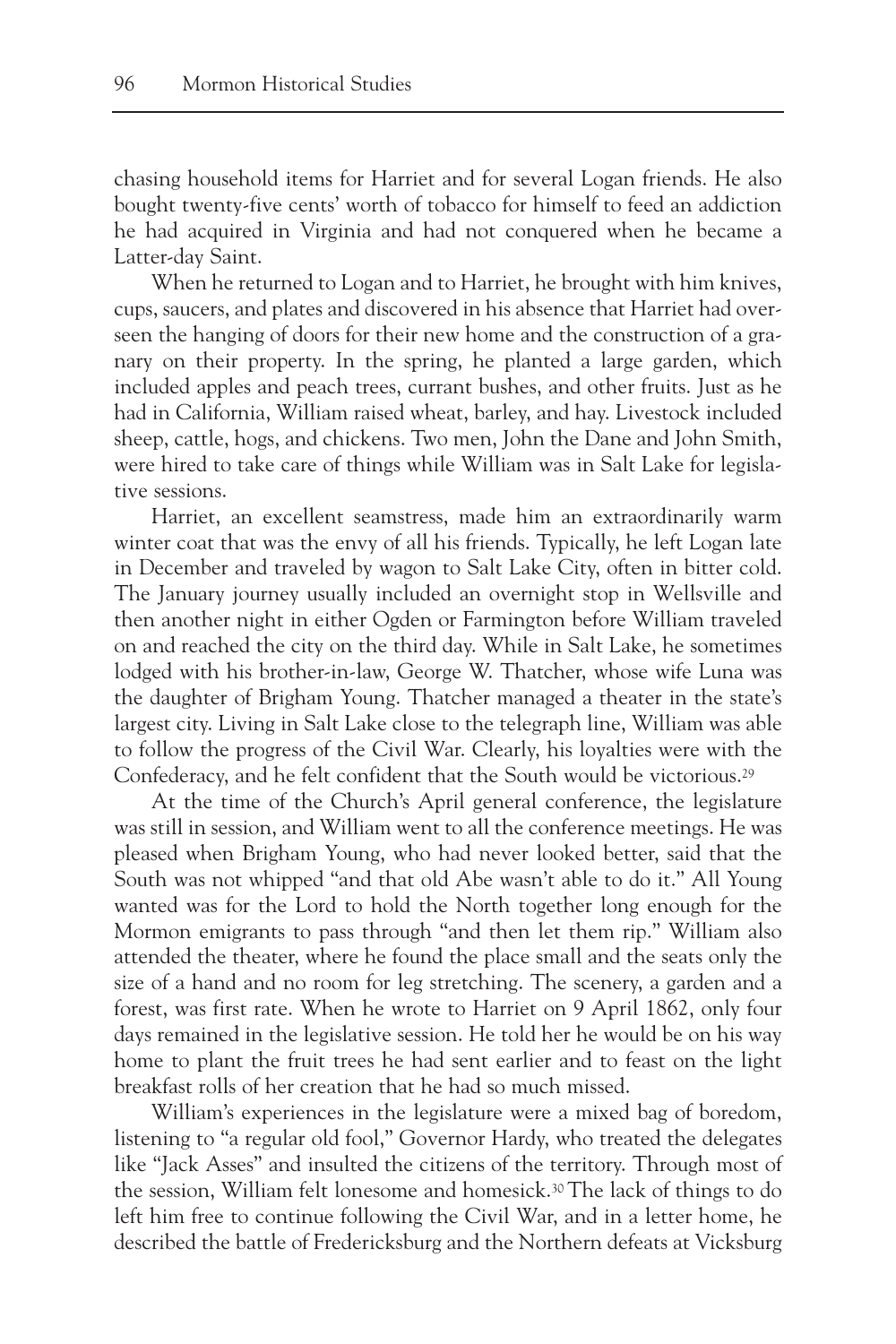chasing household items for Harriet and for several Logan friends. He also bought twenty-five cents' worth of tobacco for himself to feed an addiction he had acquired in Virginia and had not conquered when he became a Latter-day Saint.

When he returned to Logan and to Harriet, he brought with him knives, cups, saucers, and plates and discovered in his absence that Harriet had overseen the hanging of doors for their new home and the construction of a granary on their property. In the spring, he planted a large garden, which included apples and peach trees, currant bushes, and other fruits. Just as he had in California, William raised wheat, barley, and hay. Livestock included sheep, cattle, hogs, and chickens. Two men, John the Dane and John Smith, were hired to take care of things while William was in Salt Lake for legislative sessions.

Harriet, an excellent seamstress, made him an extraordinarily warm winter coat that was the envy of all his friends. Typically, he left Logan late in December and traveled by wagon to Salt Lake City, often in bitter cold. The January journey usually included an overnight stop in Wellsville and then another night in either Ogden or Farmington before William traveled on and reached the city on the third day. While in Salt Lake, he sometimes lodged with his brother-in-law, George W. Thatcher, whose wife Luna was the daughter of Brigham Young. Thatcher managed a theater in the state's largest city. Living in Salt Lake close to the telegraph line, William was able to follow the progress of the Civil War. Clearly, his loyalties were with the Confederacy, and he felt confident that the South would be victorious.[29]

At the time of the Church's April general conference, the legislature was still in session, and William went to all the conference meetings. He was pleased when Brigham Young, who had never looked better, said that the South was not whipped "and that old Abe wasn't able to do it." All Young wanted was for the Lord to hold the North together long enough for the Mormon emigrants to pass through "and then let them rip." William also attended the theater, where he found the place small and the seats only the size of a hand and no room for leg stretching. The scenery, a garden and a forest, was first rate. When he wrote to Harriet on 9 April 1862, only four days remained in the legislative session. He told her he would be on his way home to plant the fruit trees he had sent earlier and to feast on the light breakfast rolls of her creation that he had so much missed.

William's experiences in the legislature were a mixed bag of boredom, listening to "a regular old fool," Governor Hardy, who treated the delegates like "Jack Asses" and insulted the citizens of the territory. Through most of the session, William felt lonesome and homesick.[30] The lack of things to do left him free to continue following the Civil War, and in a letter home, he described the battle of Fredericksburg and the Northern defeats at Vicksburg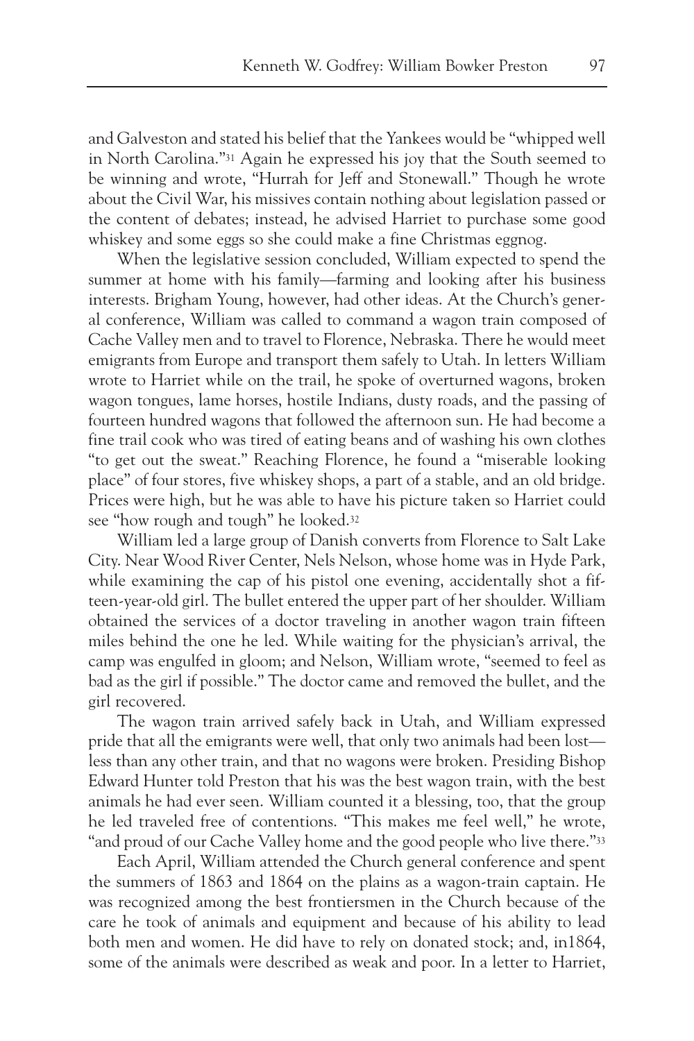and Galveston and stated his belief that the Yankees would be "whipped well in North Carolina."[31] Again he expressed his joy that the South seemed to be winning and wrote, "Hurrah for Jeff and Stonewall." Though he wrote about the Civil War, his missives contain nothing about legislation passed or the content of debates; instead, he advised Harriet to purchase some good whiskey and some eggs so she could make a fine Christmas eggnog.

When the legislative session concluded, William expected to spend the summer at home with his family—farming and looking after his business interests. Brigham Young, however, had other ideas. At the Church's general conference, William was called to command a wagon train composed of Cache Valley men and to travel to Florence, Nebraska. There he would meet emigrants from Europe and transport them safely to Utah. In letters William wrote to Harriet while on the trail, he spoke of overturned wagons, broken wagon tongues, lame horses, hostile Indians, dusty roads, and the passing of fourteen hundred wagons that followed the afternoon sun. He had become a fine trail cook who was tired of eating beans and of washing his own clothes "to get out the sweat." Reaching Florence, he found a "miserable looking place" of four stores, five whiskey shops, a part of a stable, and an old bridge. Prices were high, but he was able to have his picture taken so Harriet could see "how rough and tough" he looked.[32]

William led a large group of Danish converts from Florence to Salt Lake City. Near Wood River Center, Nels Nelson, whose home was in Hyde Park, while examining the cap of his pistol one evening, accidentally shot a fifteen-year-old girl. The bullet entered the upper part of her shoulder. William obtained the services of a doctor traveling in another wagon train fifteen miles behind the one he led. While waiting for the physician's arrival, the camp was engulfed in gloom; and Nelson, William wrote, "seemed to feel as bad as the girl if possible." The doctor came and removed the bullet, and the girl recovered.

The wagon train arrived safely back in Utah, and William expressed pride that all the emigrants were well, that only two animals had been lost—less than any other train, and that no wagons were broken. Presiding Bishop Edward Hunter told Preston that his was the best wagon train, with the best animals he had ever seen. William counted it a blessing, too, that the group he led traveled free of contentions. "This makes me feel well," he wrote, "and proud of our Cache Valley home and the good people who live there."[33]

Each April, William attended the Church general conference and spent the summers of 1863 and 1864 on the plains as a wagon-train captain. He was recognized among the best frontiersmen in the Church because of the care he took of animals and equipment and because of his ability to lead both men and women. He did have to rely on donated stock; and, in1864, some of the animals were described as weak and poor. In a letter to Harriet,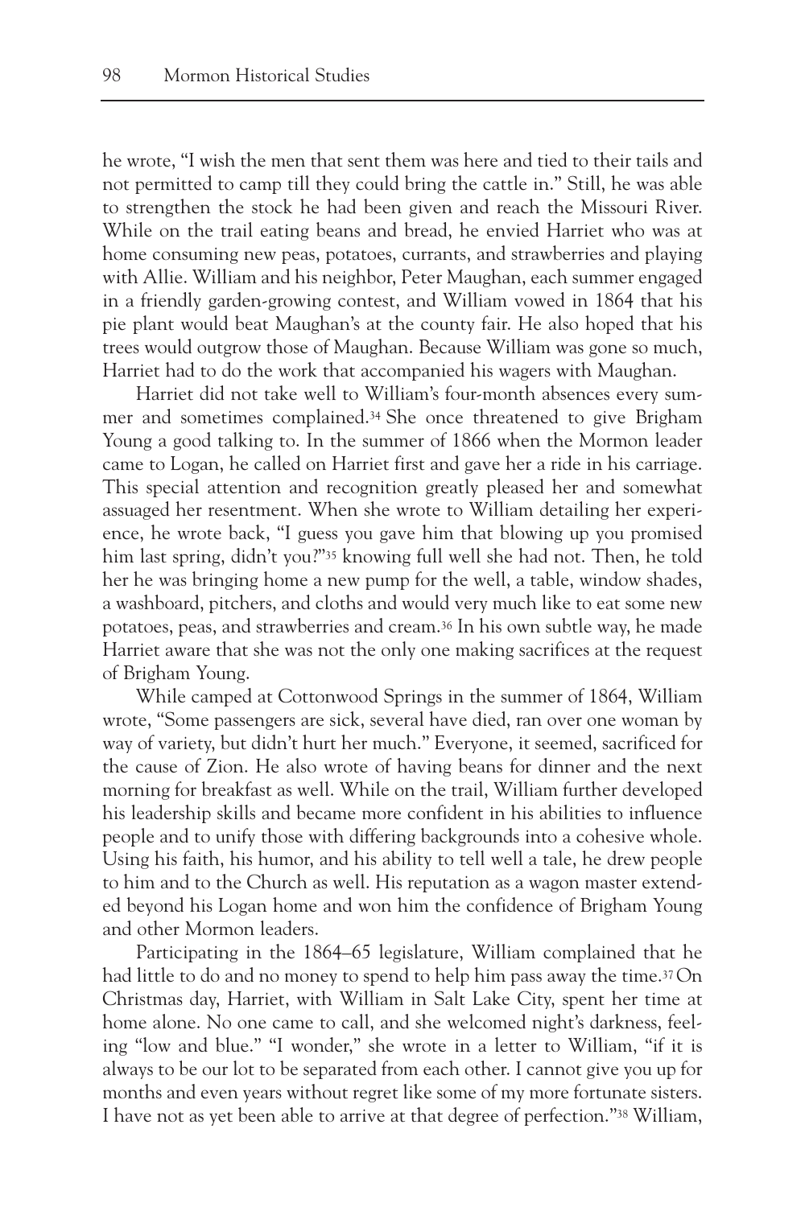he wrote, "I wish the men that sent them was here and tied to their tails and not permitted to camp till they could bring the cattle in." Still, he was able to strengthen the stock he had been given and reach the Missouri River. While on the trail eating beans and bread, he envied Harriet who was at home consuming new peas, potatoes, currants, and strawberries and playing with Allie. William and his neighbor, Peter Maughan, each summer engaged in a friendly garden-growing contest, and William vowed in 1864 that his pie plant would beat Maughan's at the county fair. He also hoped that his trees would outgrow those of Maughan. Because William was gone so much, Harriet had to do the work that accompanied his wagers with Maughan.

Harriet did not take well to William's four-month absences every summer and sometimes complained.[34] She once threatened to give Brigham Young a good talking to. In the summer of 1866 when the Mormon leader came to Logan, he called on Harriet first and gave her a ride in his carriage. This special attention and recognition greatly pleased her and somewhat assuaged her resentment. When she wrote to William detailing her experience, he wrote back, "I guess you gave him that blowing up you promised him last spring, didn't you?"[35] knowing full well she had not. Then, he told her he was bringing home a new pump for the well, a table, window shades, a washboard, pitchers, and cloths and would very much like to eat some new potatoes, peas, and strawberries and cream.[36] In his own subtle way, he made Harriet aware that she was not the only one making sacrifices at the request of Brigham Young.

While camped at Cottonwood Springs in the summer of 1864, William wrote, "Some passengers are sick, several have died, ran over one woman by way of variety, but didn't hurt her much." Everyone, it seemed, sacrificed for the cause of Zion. He also wrote of having beans for dinner and the next morning for breakfast as well. While on the trail, William further developed his leadership skills and became more confident in his abilities to influence people and to unify those with differing backgrounds into a cohesive whole. Using his faith, his humor, and his ability to tell well a tale, he drew people to him and to the Church as well. His reputation as a wagon master extended beyond his Logan home and won him the confidence of Brigham Young and other Mormon leaders.

Participating in the 1864–65 legislature, William complained that he had little to do and no money to spend to help him pass away the time.[37] On Christmas day, Harriet, with William in Salt Lake City, spent her time at home alone. No one came to call, and she welcomed night's darkness, feeling "low and blue." "I wonder," she wrote in a letter to William, "if it is always to be our lot to be separated from each other. I cannot give you up for months and even years without regret like some of my more fortunate sisters. I have not as yet been able to arrive at that degree of perfection."[38] William,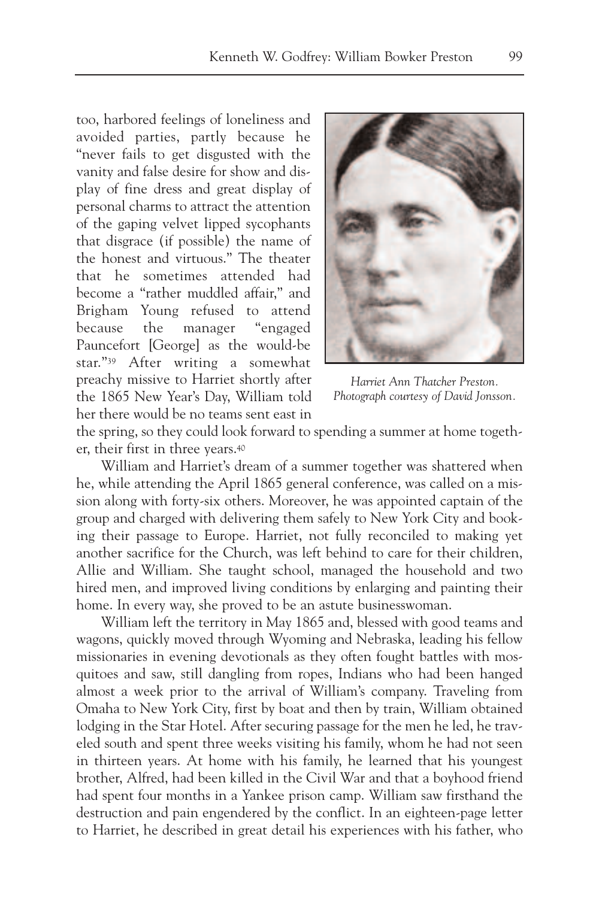too, harbored feelings of loneliness and avoided parties, partly because he "never fails to get disgusted with the vanity and false desire for show and display of fine dress and great display of personal charms to attract the attention of the gaping velvet lipped sycophants that disgrace (if possible) the name of the honest and virtuous." The theater that he sometimes attended had become a "rather muddled affair," and Brigham Young refused to attend because the manager "engaged Pauncefort [George] as the would-be star."[39] After writing a somewhat preachy missive to Harriet shortly after the 1865 New Year's Day, William told her there would be no teams sent east in the spring, so they could look forward to spending a summer at home together, their first in three years.[40]

*Harriet Ann Thatcher Preston. Photograph courtesy of David Jonsson.*

William and Harriet's dream of a summer together was shattered when he, while attending the April 1865 general conference, was called on a mission along with forty-six others. Moreover, he was appointed captain of the group and charged with delivering them safely to New York City and booking their passage to Europe. Harriet, not fully reconciled to making yet another sacrifice for the Church, was left behind to care for their children, Allie and William. She taught school, managed the household and two hired men, and improved living conditions by enlarging and painting their home. In every way, she proved to be an astute businesswoman.

William left the territory in May 1865 and, blessed with good teams and wagons, quickly moved through Wyoming and Nebraska, leading his fellow missionaries in evening devotionals as they often fought battles with mosquitoes and saw, still dangling from ropes, Indians who had been hanged almost a week prior to the arrival of William's company. Traveling from Omaha to New York City, first by boat and then by train, William obtained lodging in the Star Hotel. After securing passage for the men he led, he traveled south and spent three weeks visiting his family, whom he had not seen in thirteen years. At home with his family, he learned that his youngest brother, Alfred, had been killed in the Civil War and that a boyhood friend had spent four months in a Yankee prison camp. William saw firsthand the destruction and pain engendered by the conflict. In an eighteen-page letter to Harriet, he described in great detail his experiences with his father, who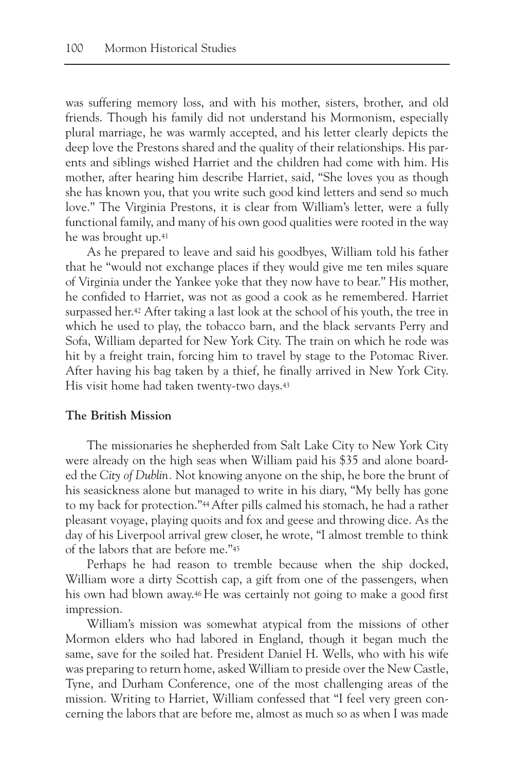was suffering memory loss, and with his mother, sisters, brother, and old friends. Though his family did not understand his Mormonism, especially plural marriage, he was warmly accepted, and his letter clearly depicts the deep love the Prestons shared and the quality of their relationships. His parents and siblings wished Harriet and the children had come with him. His mother, after hearing him describe Harriet, said, "She loves you as though she has known you, that you write such good kind letters and send so much love." The Virginia Prestons, it is clear from William's letter, were a fully functional family, and many of his own good qualities were rooted in the way he was brought up.[41]

As he prepared to leave and said his goodbyes, William told his father that he "would not exchange places if they would give me ten miles square of Virginia under the Yankee yoke that they now have to bear." His mother, he confided to Harriet, was not as good a cook as he remembered. Harriet surpassed her.[42] After taking a last look at the school of his youth, the tree in which he used to play, the tobacco barn, and the black servants Perry and Sofa, William departed for New York City. The train on which he rode was hit by a freight train, forcing him to travel by stage to the Potomac River. After having his bag taken by a thief, he finally arrived in New York City. His visit home had taken twenty-two days.[43]

**The British Mission**

The missionaries he shepherded from Salt Lake City to New York City were already on the high seas when William paid his $35 and alone boarded the *City of Dublin.* Not knowing anyone on the ship, he bore the brunt of his seasickness alone but managed to write in his diary, "My belly has gone to my back for protection."[44] After pills calmed his stomach, he had a rather pleasant voyage, playing quoits and fox and geese and throwing dice. As the day of his Liverpool arrival grew closer, he wrote, "I almost tremble to think of the labors that are before me."[45]

Perhaps he had reason to tremble because when the ship docked, William wore a dirty Scottish cap, a gift from one of the passengers, when his own had blown away.[46] He was certainly not going to make a good first impression.

William's mission was somewhat atypical from the missions of other Mormon elders who had labored in England, though it began much the same, save for the soiled hat. President Daniel H. Wells, who with his wife was preparing to return home, asked William to preside over the New Castle, Tyne, and Durham Conference, one of the most challenging areas of the mission. Writing to Harriet, William confessed that "I feel very green concerning the labors that are before me, almost as much so as when I was made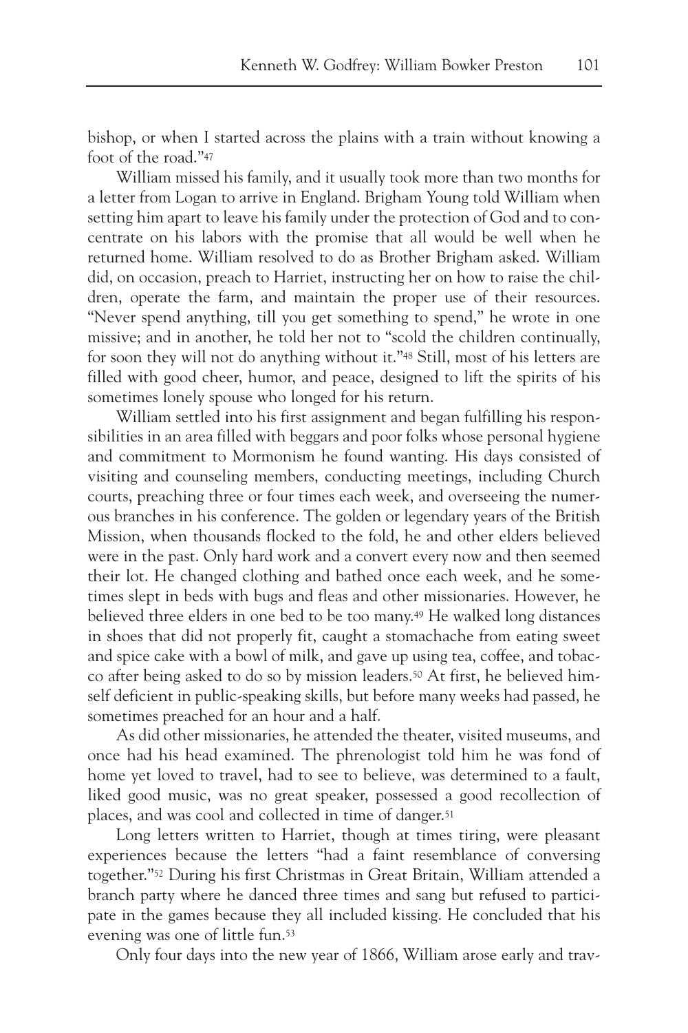bishop, or when I started across the plains with a train without knowing a foot of the road."[47]

William missed his family, and it usually took more than two months for a letter from Logan to arrive in England. Brigham Young told William when setting him apart to leave his family under the protection of God and to concentrate on his labors with the promise that all would be well when he returned home. William resolved to do as Brother Brigham asked. William did, on occasion, preach to Harriet, instructing her on how to raise the children, operate the farm, and maintain the proper use of their resources. "Never spend anything, till you get something to spend," he wrote in one missive; and in another, he told her not to "scold the children continually, for soon they will not do anything without it."[48] Still, most of his letters are filled with good cheer, humor, and peace, designed to lift the spirits of his sometimes lonely spouse who longed for his return.

William settled into his first assignment and began fulfilling his responsibilities in an area filled with beggars and poor folks whose personal hygiene and commitment to Mormonism he found wanting. His days consisted of visiting and counseling members, conducting meetings, including Church courts, preaching three or four times each week, and overseeing the numerous branches in his conference. The golden or legendary years of the British Mission, when thousands flocked to the fold, he and other elders believed were in the past. Only hard work and a convert every now and then seemed their lot. He changed clothing and bathed once each week, and he sometimes slept in beds with bugs and fleas and other missionaries. However, he believed three elders in one bed to be too many.[49] He walked long distances in shoes that did not properly fit, caught a stomachache from eating sweet and spice cake with a bowl of milk, and gave up using tea, coffee, and tobacco after being asked to do so by mission leaders.[50] At first, he believed himself deficient in public-speaking skills, but before many weeks had passed, he sometimes preached for an hour and a half.

As did other missionaries, he attended the theater, visited museums, and once had his head examined. The phrenologist told him he was fond of home yet loved to travel, had to see to believe, was determined to a fault, liked good music, was no great speaker, possessed a good recollection of places, and was cool and collected in time of danger.[51]

Long letters written to Harriet, though at times tiring, were pleasant experiences because the letters "had a faint resemblance of conversing together."[52] During his first Christmas in Great Britain, William attended a branch party where he danced three times and sang but refused to participate in the games because they all included kissing. He concluded that his evening was one of little fun.[53]

Only four days into the new year of 1866, William arose early and trav-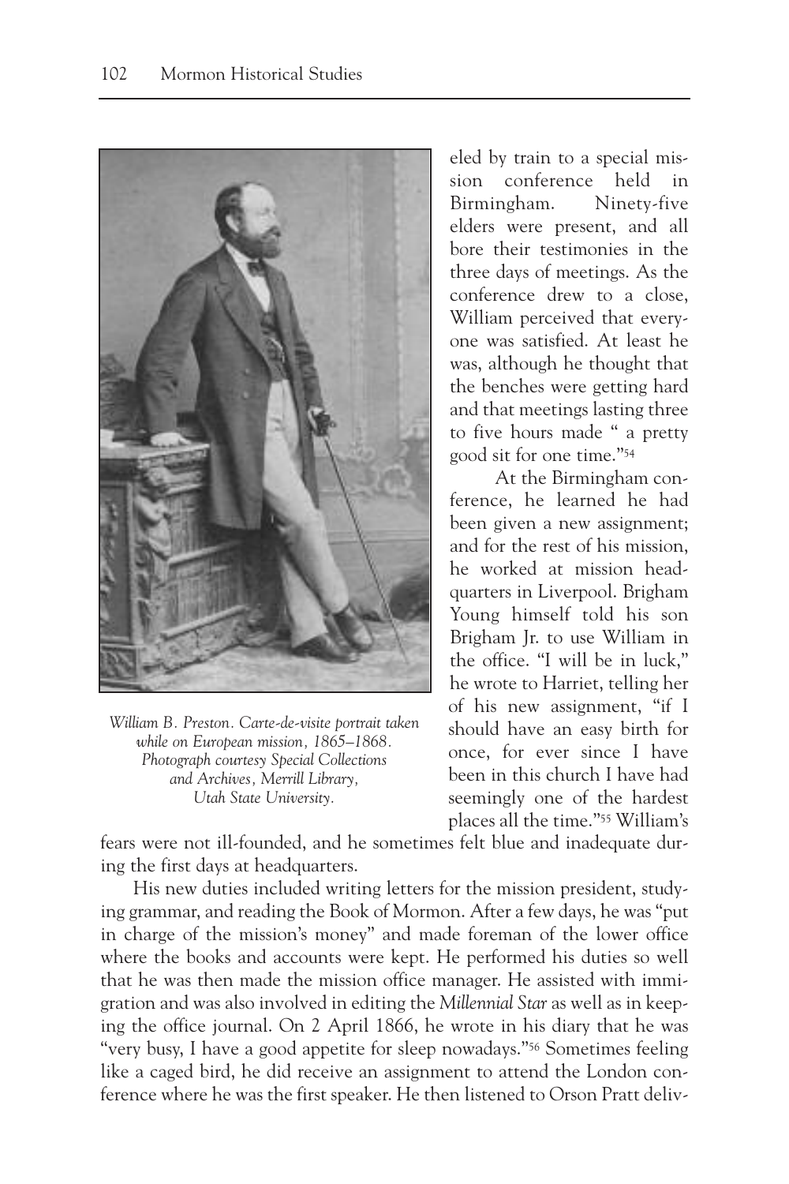eled by train to a special mission conference held in Birmingham. Ninety-five elders were present, and all bore their testimonies in the three days of meetings. As the conference drew to a close, William perceived that everyone was satisfied. At least he was, although he thought that the benches were getting hard and that meetings lasting three to five hours made " a pretty good sit for one time."[54]

*William B. Preston. Carte-de-visite portrait taken while on European mission, 1865–1868. Photograph courtesy Special Collections and Archives, Merrill Library, Utah State University.*

At the Birmingham conference, he learned he had been given a new assignment; and for the rest of his mission, he worked at mission headquarters in Liverpool. Brigham Young himself told his son Brigham Jr. to use William in the office. "I will be in luck," he wrote to Harriet, telling her of his new assignment, "if I should have an easy birth for once, for ever since I have been in this church I have had seemingly one of the hardest places all the time."[55] William's fears were not ill-founded, and he sometimes felt blue and inadequate during the first days at headquarters.

His new duties included writing letters for the mission president, studying grammar, and reading the Book of Mormon. After a few days, he was "put in charge of the mission's money" and made foreman of the lower office where the books and accounts were kept. He performed his duties so well that he was then made the mission office manager. He assisted with immigration and was also involved in editing the *Millennial Star* as well as in keeping the office journal. On 2 April 1866, he wrote in his diary that he was "very busy, I have a good appetite for sleep nowadays."[56] Sometimes feeling like a caged bird, he did receive an assignment to attend the London conference where he was the first speaker. He then listened to Orson Pratt deliv-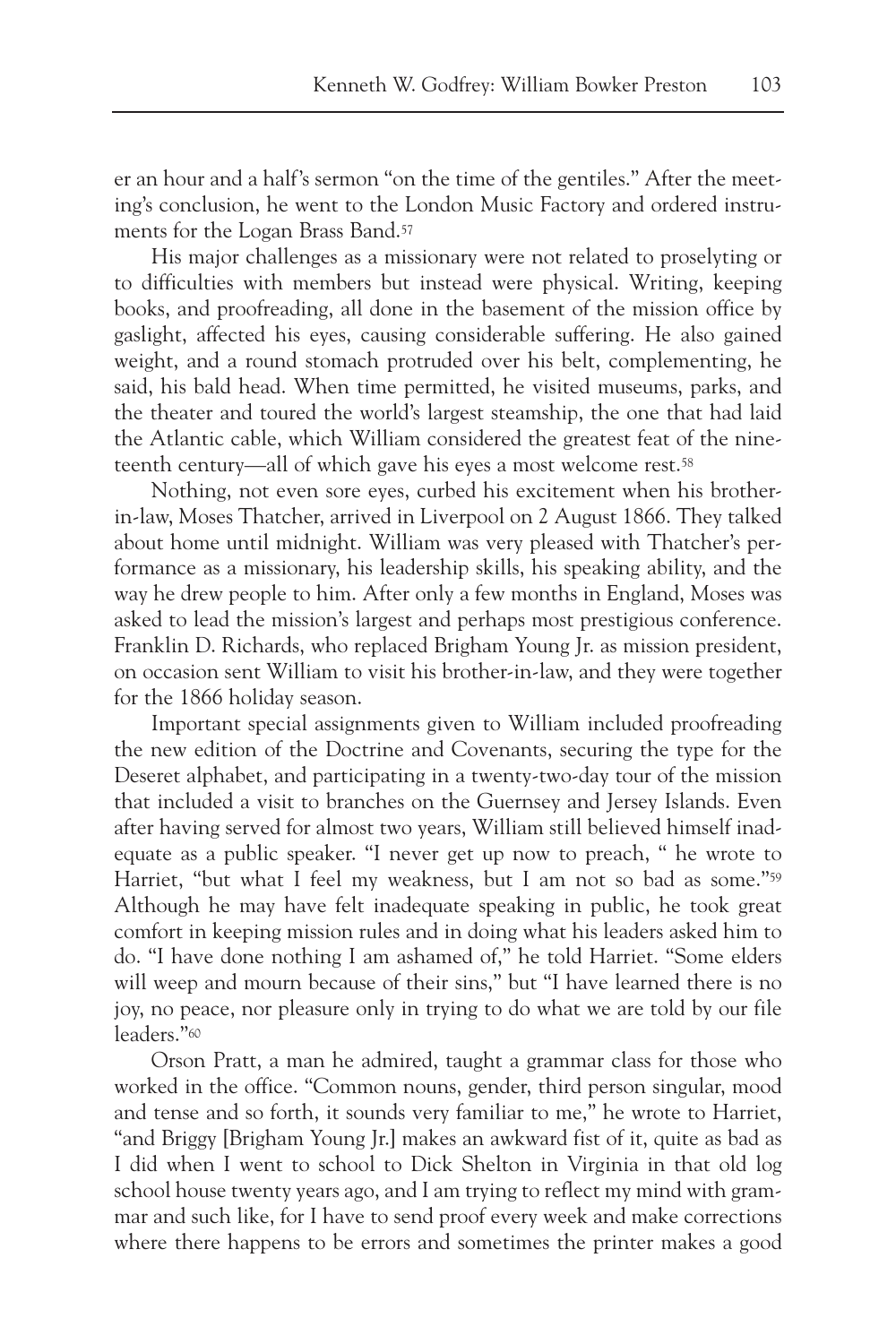er an hour and a half's sermon "on the time of the gentiles." After the meeting's conclusion, he went to the London Music Factory and ordered instruments for the Logan Brass Band.[57]

His major challenges as a missionary were not related to proselyting or to difficulties with members but instead were physical. Writing, keeping books, and proofreading, all done in the basement of the mission office by gaslight, affected his eyes, causing considerable suffering. He also gained weight, and a round stomach protruded over his belt, complementing, he said, his bald head. When time permitted, he visited museums, parks, and the theater and toured the world's largest steamship, the one that had laid the Atlantic cable, which William considered the greatest feat of the nineteenth century—all of which gave his eyes a most welcome rest.[58]

Nothing, not even sore eyes, curbed his excitement when his brother-in-law, Moses Thatcher, arrived in Liverpool on 2 August 1866. They talked about home until midnight. William was very pleased with Thatcher's performance as a missionary, his leadership skills, his speaking ability, and the way he drew people to him. After only a few months in England, Moses was asked to lead the mission's largest and perhaps most prestigious conference. Franklin D. Richards, who replaced Brigham Young Jr. as mission president, on occasion sent William to visit his brother-in-law, and they were together for the 1866 holiday season.

Important special assignments given to William included proofreading the new edition of the Doctrine and Covenants, securing the type for the Deseret alphabet, and participating in a twenty-two-day tour of the mission that included a visit to branches on the Guernsey and Jersey Islands. Even after having served for almost two years, William still believed himself inadequate as a public speaker. "I never get up now to preach, " he wrote to Harriet, "but what I feel my weakness, but I am not so bad as some."[59] Although he may have felt inadequate speaking in public, he took great comfort in keeping mission rules and in doing what his leaders asked him to do. "I have done nothing I am ashamed of," he told Harriet. "Some elders will weep and mourn because of their sins," but "I have learned there is no joy, no peace, nor pleasure only in trying to do what we are told by our file leaders."[60]

Orson Pratt, a man he admired, taught a grammar class for those who worked in the office. "Common nouns, gender, third person singular, mood and tense and so forth, it sounds very familiar to me," he wrote to Harriet, "and Briggy [Brigham Young Jr.] makes an awkward fist of it, quite as bad as I did when I went to school to Dick Shelton in Virginia in that old log school house twenty years ago, and I am trying to reflect my mind with grammar and such like, for I have to send proof every week and make corrections where there happens to be errors and sometimes the printer makes a good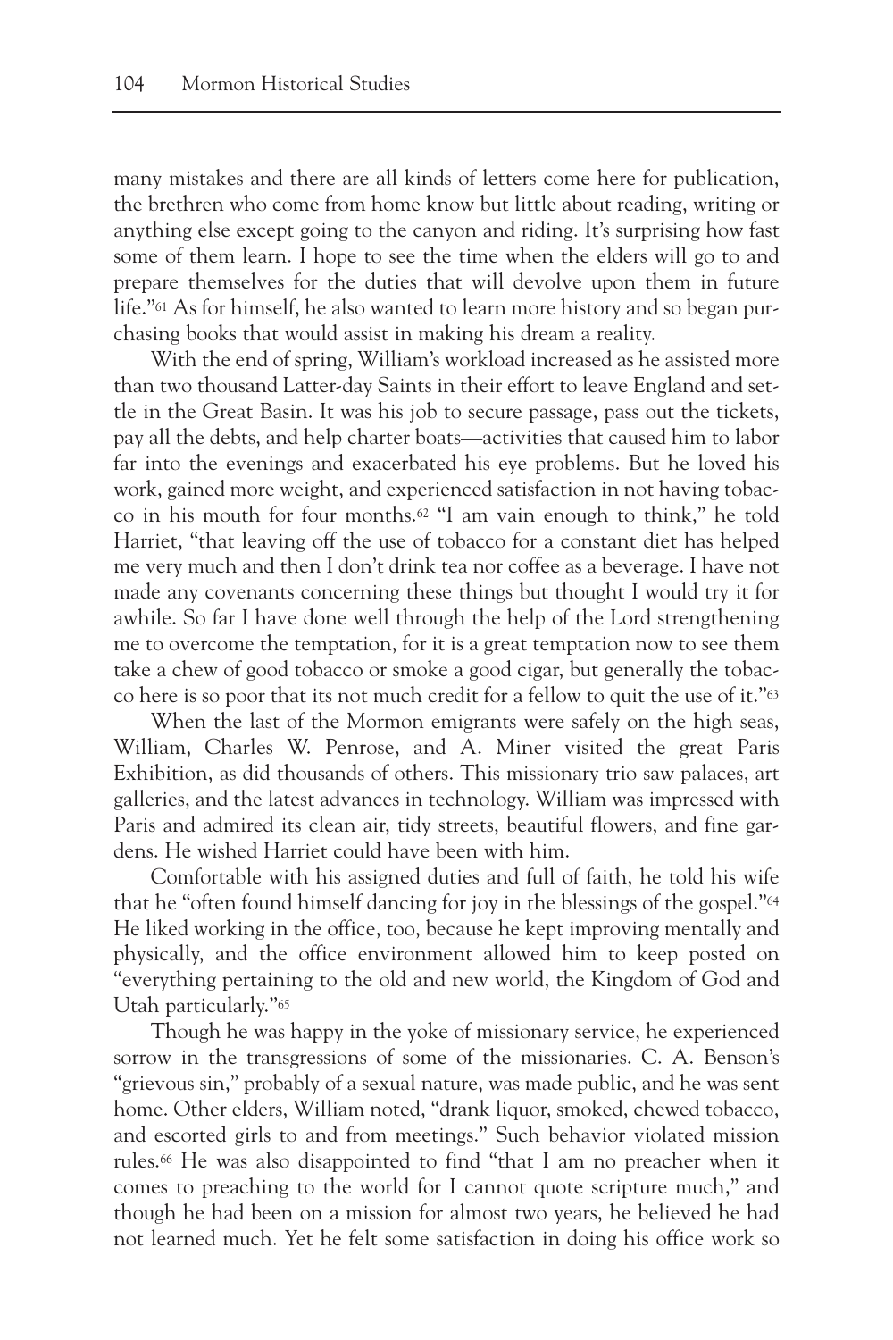many mistakes and there are all kinds of letters come here for publication, the brethren who come from home know but little about reading, writing or anything else except going to the canyon and riding. It's surprising how fast some of them learn. I hope to see the time when the elders will go to and prepare themselves for the duties that will devolve upon them in future life."[61] As for himself, he also wanted to learn more history and so began purchasing books that would assist in making his dream a reality.

With the end of spring, William's workload increased as he assisted more than two thousand Latter-day Saints in their effort to leave England and settle in the Great Basin. It was his job to secure passage, pass out the tickets, pay all the debts, and help charter boats—activities that caused him to labor far into the evenings and exacerbated his eye problems. But he loved his work, gained more weight, and experienced satisfaction in not having tobacco in his mouth for four months.[62] "I am vain enough to think," he told Harriet, "that leaving off the use of tobacco for a constant diet has helped me very much and then I don't drink tea nor coffee as a beverage. I have not made any covenants concerning these things but thought I would try it for awhile. So far I have done well through the help of the Lord strengthening me to overcome the temptation, for it is a great temptation now to see them take a chew of good tobacco or smoke a good cigar, but generally the tobacco here is so poor that its not much credit for a fellow to quit the use of it."[63]

When the last of the Mormon emigrants were safely on the high seas, William, Charles W. Penrose, and A. Miner visited the great Paris Exhibition, as did thousands of others. This missionary trio saw palaces, art galleries, and the latest advances in technology. William was impressed with Paris and admired its clean air, tidy streets, beautiful flowers, and fine gardens. He wished Harriet could have been with him.

Comfortable with his assigned duties and full of faith, he told his wife that he "often found himself dancing for joy in the blessings of the gospel."[64] He liked working in the office, too, because he kept improving mentally and physically, and the office environment allowed him to keep posted on "everything pertaining to the old and new world, the Kingdom of God and Utah particularly."[65]

Though he was happy in the yoke of missionary service, he experienced sorrow in the transgressions of some of the missionaries. C. A. Benson's "grievous sin," probably of a sexual nature, was made public, and he was sent home. Other elders, William noted, "drank liquor, smoked, chewed tobacco, and escorted girls to and from meetings." Such behavior violated mission rules.[66] He was also disappointed to find "that I am no preacher when it comes to preaching to the world for I cannot quote scripture much," and though he had been on a mission for almost two years, he believed he had not learned much. Yet he felt some satisfaction in doing his office work so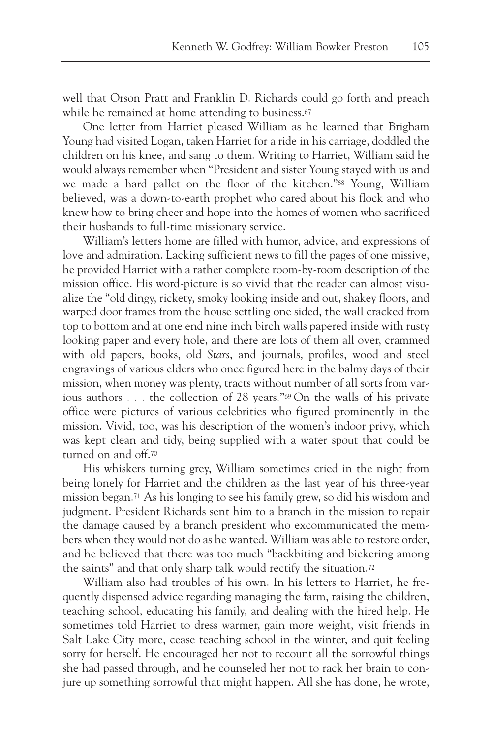well that Orson Pratt and Franklin D. Richards could go forth and preach while he remained at home attending to business.[67]

One letter from Harriet pleased William as he learned that Brigham Young had visited Logan, taken Harriet for a ride in his carriage, doddled the children on his knee, and sang to them. Writing to Harriet, William said he would always remember when "President and sister Young stayed with us and we made a hard pallet on the floor of the kitchen."[68] Young, William believed, was a down-to-earth prophet who cared about his flock and who knew how to bring cheer and hope into the homes of women who sacrificed their husbands to full-time missionary service.

William's letters home are filled with humor, advice, and expressions of love and admiration. Lacking sufficient news to fill the pages of one missive, he provided Harriet with a rather complete room-by-room description of the mission office. His word-picture is so vivid that the reader can almost visualize the "old dingy, rickety, smoky looking inside and out, shakey floors, and warped door frames from the house settling one sided, the wall cracked from top to bottom and at one end nine inch birch walls papered inside with rusty looking paper and every hole, and there are lots of them all over, crammed with old papers, books, old *Stars*, and journals, profiles, wood and steel engravings of various elders who once figured here in the balmy days of their mission, when money was plenty, tracts without number of all sorts from various authors . . . the collection of 28 years."[69] On the walls of his private office were pictures of various celebrities who figured prominently in the mission. Vivid, too, was his description of the women's indoor privy, which was kept clean and tidy, being supplied with a water spout that could be turned on and off.[70]

His whiskers turning grey, William sometimes cried in the night from being lonely for Harriet and the children as the last year of his three-year mission began.[71] As his longing to see his family grew, so did his wisdom and judgment. President Richards sent him to a branch in the mission to repair the damage caused by a branch president who excommunicated the members when they would not do as he wanted. William was able to restore order, and he believed that there was too much "backbiting and bickering among the saints" and that only sharp talk would rectify the situation.[72]

William also had troubles of his own. In his letters to Harriet, he frequently dispensed advice regarding managing the farm, raising the children, teaching school, educating his family, and dealing with the hired help. He sometimes told Harriet to dress warmer, gain more weight, visit friends in Salt Lake City more, cease teaching school in the winter, and quit feeling sorry for herself. He encouraged her not to recount all the sorrowful things she had passed through, and he counseled her not to rack her brain to conjure up something sorrowful that might happen. All she has done, he wrote,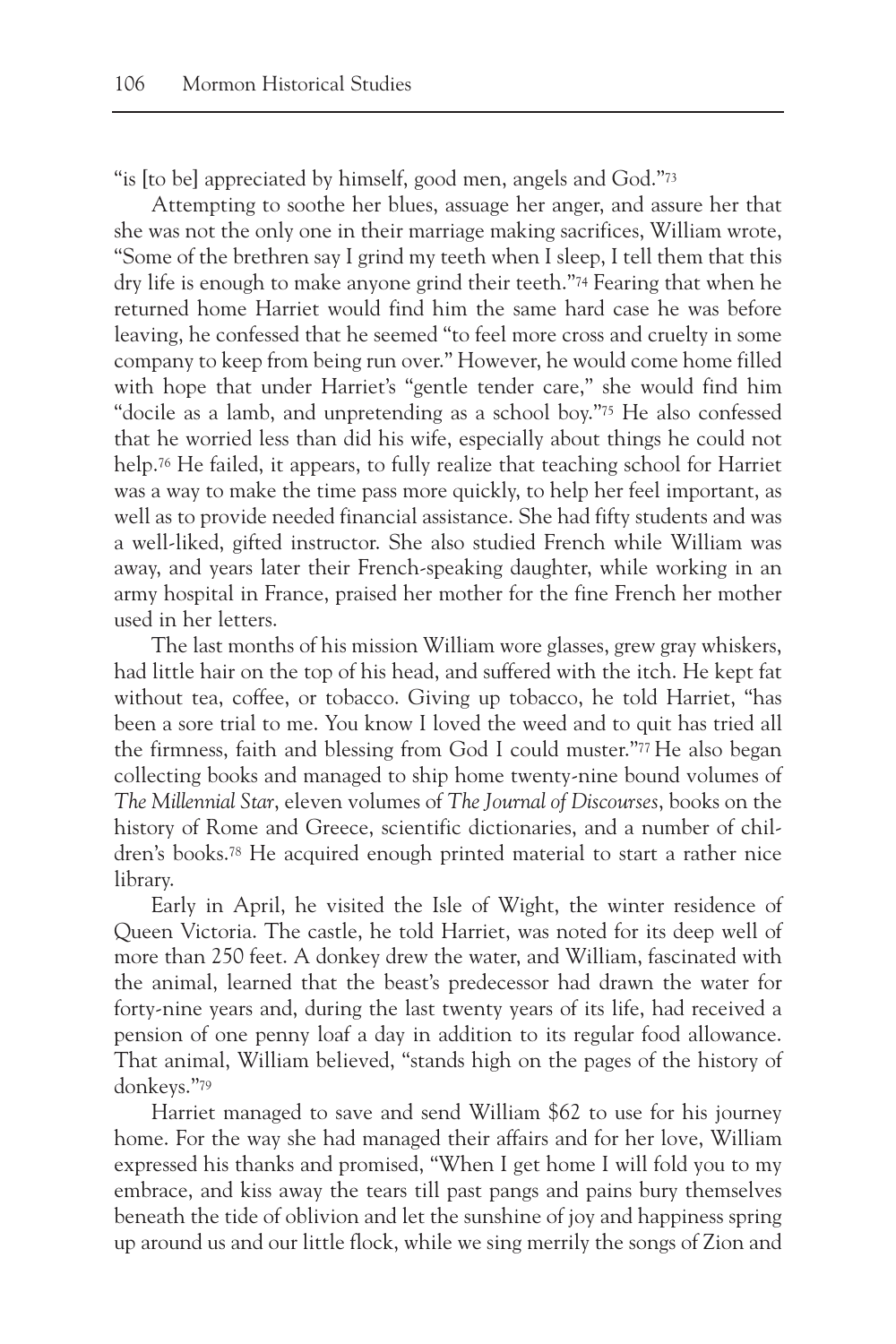"is [to be] appreciated by himself, good men, angels and God."[73]

Attempting to soothe her blues, assuage her anger, and assure her that she was not the only one in their marriage making sacrifices, William wrote, "Some of the brethren say I grind my teeth when I sleep, I tell them that this dry life is enough to make anyone grind their teeth."[74] Fearing that when he returned home Harriet would find him the same hard case he was before leaving, he confessed that he seemed "to feel more cross and cruelty in some company to keep from being run over." However, he would come home filled with hope that under Harriet's "gentle tender care," she would find him "docile as a lamb, and unpretending as a school boy."[75] He also confessed that he worried less than did his wife, especially about things he could not help.[76] He failed, it appears, to fully realize that teaching school for Harriet was a way to make the time pass more quickly, to help her feel important, as well as to provide needed financial assistance. She had fifty students and was a well-liked, gifted instructor. She also studied French while William was away, and years later their French-speaking daughter, while working in an army hospital in France, praised her mother for the fine French her mother used in her letters.

The last months of his mission William wore glasses, grew gray whiskers, had little hair on the top of his head, and suffered with the itch. He kept fat without tea, coffee, or tobacco. Giving up tobacco, he told Harriet, "has been a sore trial to me. You know I loved the weed and to quit has tried all the firmness, faith and blessing from God I could muster."[77] He also began collecting books and managed to ship home twenty-nine bound volumes of *The Millennial Star*, eleven volumes of *The Journal of Discourses*, books on the history of Rome and Greece, scientific dictionaries, and a number of children's books.[78] He acquired enough printed material to start a rather nice library.

Early in April, he visited the Isle of Wight, the winter residence of Queen Victoria. The castle, he told Harriet, was noted for its deep well of more than 250 feet. A donkey drew the water, and William, fascinated with the animal, learned that the beast's predecessor had drawn the water for forty-nine years and, during the last twenty years of its life, had received a pension of one penny loaf a day in addition to its regular food allowance. That animal, William believed, "stands high on the pages of the history of donkeys."[79]

Harriet managed to save and send William $62 to use for his journey home. For the way she had managed their affairs and for her love, William expressed his thanks and promised, "When I get home I will fold you to my embrace, and kiss away the tears till past pangs and pains bury themselves beneath the tide of oblivion and let the sunshine of joy and happiness spring up around us and our little flock, while we sing merrily the songs of Zion and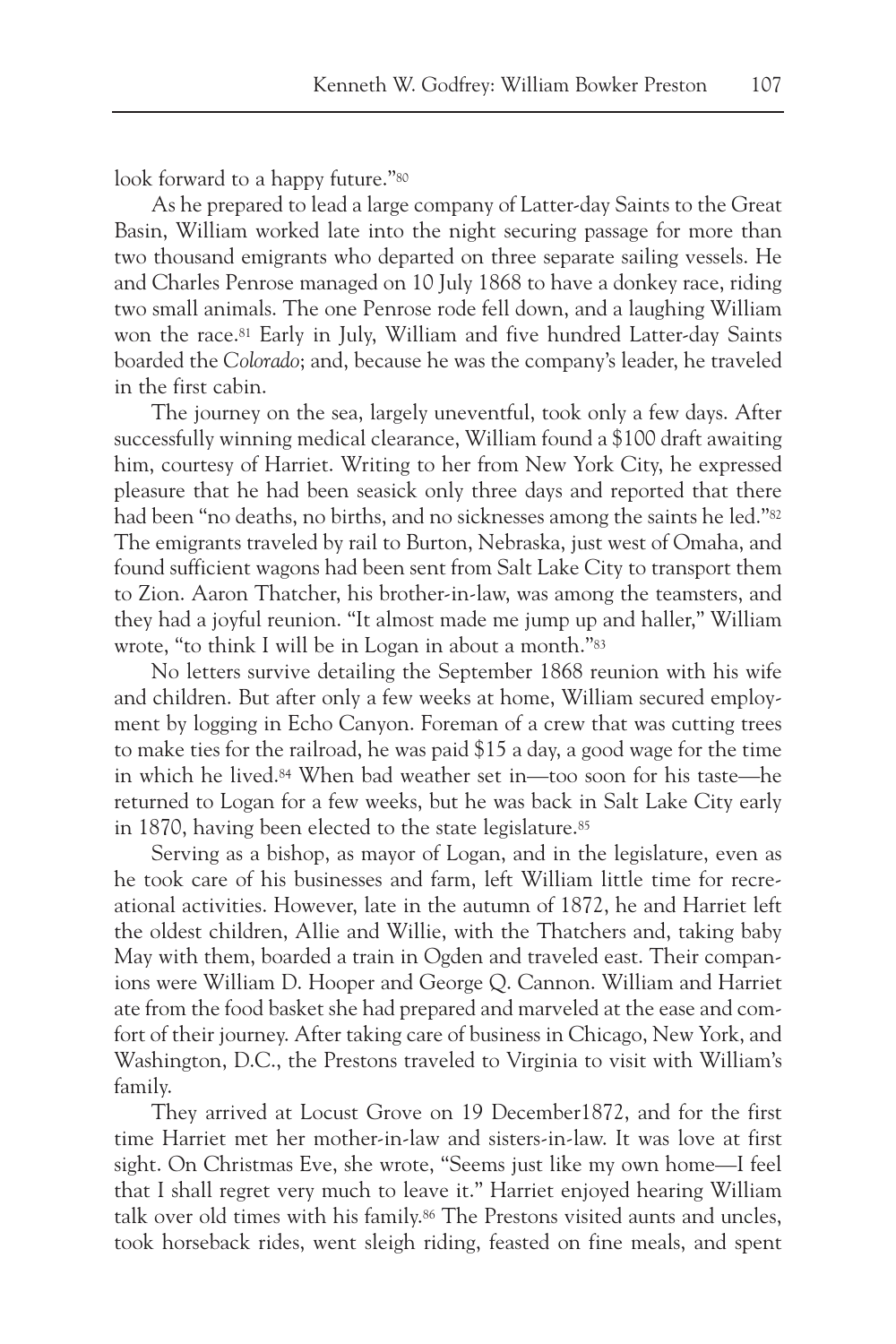look forward to a happy future."[80]

As he prepared to lead a large company of Latter-day Saints to the Great Basin, William worked late into the night securing passage for more than two thousand emigrants who departed on three separate sailing vessels. He and Charles Penrose managed on 10 July 1868 to have a donkey race, riding two small animals. The one Penrose rode fell down, and a laughing William won the race.[81] Early in July, William and five hundred Latter-day Saints boarded the *Colorado*; and, because he was the company's leader, he traveled in the first cabin.

The journey on the sea, largely uneventful, took only a few days. After successfully winning medical clearance, William found a $100 draft awaiting him, courtesy of Harriet. Writing to her from New York City, he expressed pleasure that he had been seasick only three days and reported that there had been "no deaths, no births, and no sicknesses among the saints he led."[82] The emigrants traveled by rail to Burton, Nebraska, just west of Omaha, and found sufficient wagons had been sent from Salt Lake City to transport them to Zion. Aaron Thatcher, his brother-in-law, was among the teamsters, and they had a joyful reunion. "It almost made me jump up and haller," William wrote, "to think I will be in Logan in about a month."[83]

No letters survive detailing the September 1868 reunion with his wife and children. But after only a few weeks at home, William secured employment by logging in Echo Canyon. Foreman of a crew that was cutting trees to make ties for the railroad, he was paid $15 a day, a good wage for the time in which he lived.[84] When bad weather set in—too soon for his taste—he returned to Logan for a few weeks, but he was back in Salt Lake City early in 1870, having been elected to the state legislature.[85]

Serving as a bishop, as mayor of Logan, and in the legislature, even as he took care of his businesses and farm, left William little time for recreational activities. However, late in the autumn of 1872, he and Harriet left the oldest children, Allie and Willie, with the Thatchers and, taking baby May with them, boarded a train in Ogden and traveled east. Their companions were William D. Hooper and George Q. Cannon. William and Harriet ate from the food basket she had prepared and marveled at the ease and comfort of their journey. After taking care of business in Chicago, New York, and Washington, D.C., the Prestons traveled to Virginia to visit with William's family.

They arrived at Locust Grove on 19 December1872, and for the first time Harriet met her mother-in-law and sisters-in-law. It was love at first sight. On Christmas Eve, she wrote, "Seems just like my own home—I feel that I shall regret very much to leave it." Harriet enjoyed hearing William talk over old times with his family.[86] The Prestons visited aunts and uncles, took horseback rides, went sleigh riding, feasted on fine meals, and spent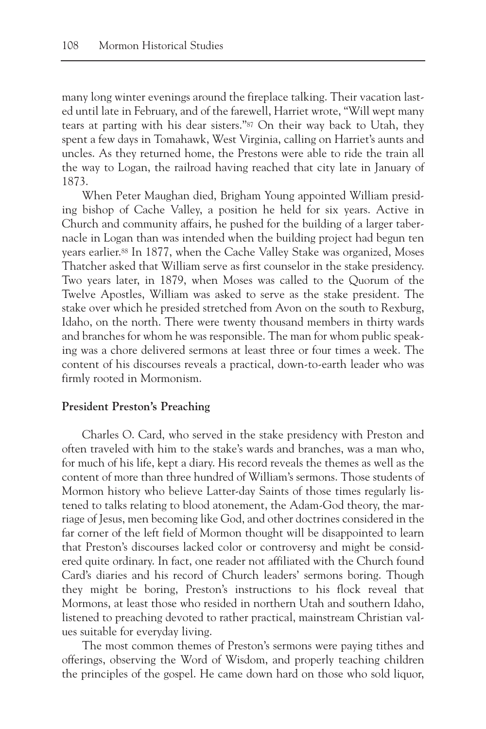many long winter evenings around the fireplace talking. Their vacation lasted until late in February, and of the farewell, Harriet wrote, "Will wept many tears at parting with his dear sisters."[87] On their way back to Utah, they spent a few days in Tomahawk, West Virginia, calling on Harriet's aunts and uncles. As they returned home, the Prestons were able to ride the train all the way to Logan, the railroad having reached that city late in January of 1873.

When Peter Maughan died, Brigham Young appointed William presiding bishop of Cache Valley, a position he held for six years. Active in Church and community affairs, he pushed for the building of a larger tabernacle in Logan than was intended when the building project had begun ten years earlier.[88] In 1877, when the Cache Valley Stake was organized, Moses Thatcher asked that William serve as first counselor in the stake presidency. Two years later, in 1879, when Moses was called to the Quorum of the Twelve Apostles, William was asked to serve as the stake president. The stake over which he presided stretched from Avon on the south to Rexburg, Idaho, on the north. There were twenty thousand members in thirty wards and branches for whom he was responsible. The man for whom public speaking was a chore delivered sermons at least three or four times a week. The content of his discourses reveals a practical, down-to-earth leader who was firmly rooted in Mormonism.

**President Preston's Preaching**

Charles O. Card, who served in the stake presidency with Preston and often traveled with him to the stake's wards and branches, was a man who, for much of his life, kept a diary. His record reveals the themes as well as the content of more than three hundred of William's sermons. Those students of Mormon history who believe Latter-day Saints of those times regularly listened to talks relating to blood atonement, the Adam-God theory, the marriage of Jesus, men becoming like God, and other doctrines considered in the far corner of the left field of Mormon thought will be disappointed to learn that Preston's discourses lacked color or controversy and might be considered quite ordinary. In fact, one reader not affiliated with the Church found Card's diaries and his record of Church leaders' sermons boring. Though they might be boring, Preston's instructions to his flock reveal that Mormons, at least those who resided in northern Utah and southern Idaho, listened to preaching devoted to rather practical, mainstream Christian values suitable for everyday living.

The most common themes of Preston's sermons were paying tithes and offerings, observing the Word of Wisdom, and properly teaching children the principles of the gospel. He came down hard on those who sold liquor,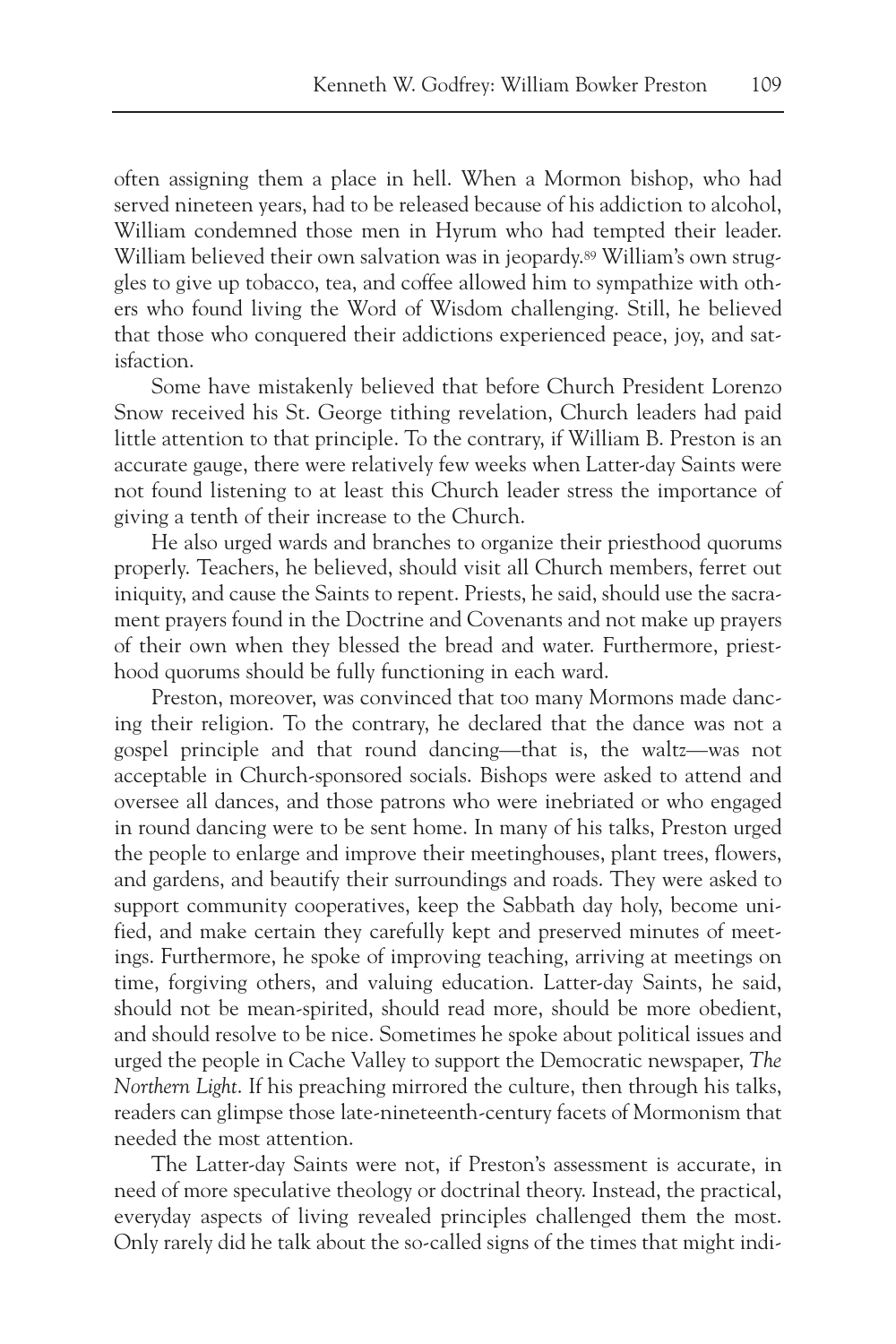often assigning them a place in hell. When a Mormon bishop, who had served nineteen years, had to be released because of his addiction to alcohol, William condemned those men in Hyrum who had tempted their leader. William believed their own salvation was in jeopardy.[89] William's own struggles to give up tobacco, tea, and coffee allowed him to sympathize with others who found living the Word of Wisdom challenging. Still, he believed that those who conquered their addictions experienced peace, joy, and satisfaction.

Some have mistakenly believed that before Church President Lorenzo Snow received his St. George tithing revelation, Church leaders had paid little attention to that principle. To the contrary, if William B. Preston is an accurate gauge, there were relatively few weeks when Latter-day Saints were not found listening to at least this Church leader stress the importance of giving a tenth of their increase to the Church.

He also urged wards and branches to organize their priesthood quorums properly. Teachers, he believed, should visit all Church members, ferret out iniquity, and cause the Saints to repent. Priests, he said, should use the sacrament prayers found in the Doctrine and Covenants and not make up prayers of their own when they blessed the bread and water. Furthermore, priesthood quorums should be fully functioning in each ward.

Preston, moreover, was convinced that too many Mormons made dancing their religion. To the contrary, he declared that the dance was not a gospel principle and that round dancing—that is, the waltz—was not acceptable in Church-sponsored socials. Bishops were asked to attend and oversee all dances, and those patrons who were inebriated or who engaged in round dancing were to be sent home. In many of his talks, Preston urged the people to enlarge and improve their meetinghouses, plant trees, flowers, and gardens, and beautify their surroundings and roads. They were asked to support community cooperatives, keep the Sabbath day holy, become unified, and make certain they carefully kept and preserved minutes of meetings. Furthermore, he spoke of improving teaching, arriving at meetings on time, forgiving others, and valuing education. Latter-day Saints, he said, should not be mean-spirited, should read more, should be more obedient, and should resolve to be nice. Sometimes he spoke about political issues and urged the people in Cache Valley to support the Democratic newspaper, *The Northern Light*. If his preaching mirrored the culture, then through his talks, readers can glimpse those late-nineteenth-century facets of Mormonism that needed the most attention.

The Latter-day Saints were not, if Preston's assessment is accurate, in need of more speculative theology or doctrinal theory. Instead, the practical, everyday aspects of living revealed principles challenged them the most. Only rarely did he talk about the so-called signs of the times that might indi-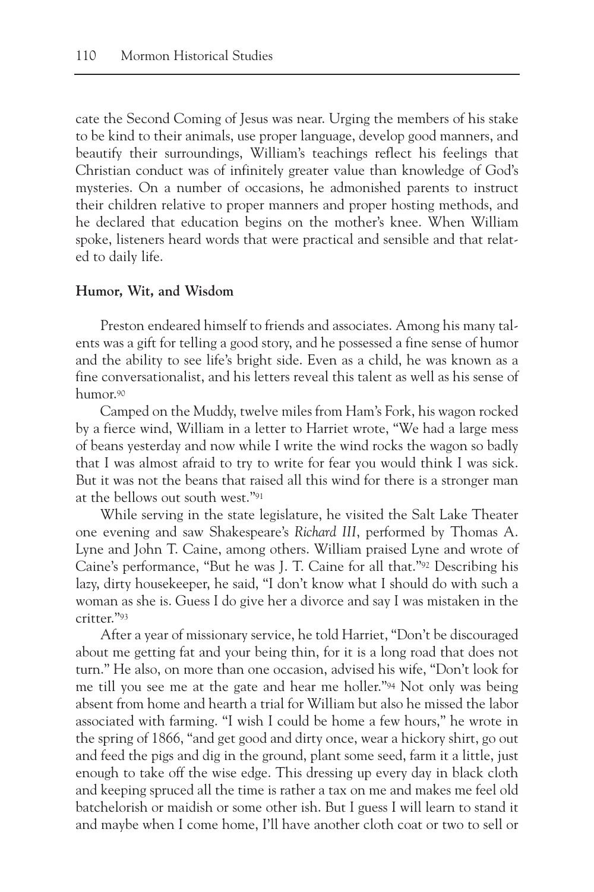cate the Second Coming of Jesus was near. Urging the members of his stake to be kind to their animals, use proper language, develop good manners, and beautify their surroundings, William's teachings reflect his feelings that Christian conduct was of infinitely greater value than knowledge of God's mysteries. On a number of occasions, he admonished parents to instruct their children relative to proper manners and proper hosting methods, and he declared that education begins on the mother's knee. When William spoke, listeners heard words that were practical and sensible and that related to daily life.

**Humor, Wit, and Wisdom**

Preston endeared himself to friends and associates. Among his many talents was a gift for telling a good story, and he possessed a fine sense of humor and the ability to see life's bright side. Even as a child, he was known as a fine conversationalist, and his letters reveal this talent as well as his sense of humor.[90]

Camped on the Muddy, twelve miles from Ham's Fork, his wagon rocked by a fierce wind, William in a letter to Harriet wrote, "We had a large mess of beans yesterday and now while I write the wind rocks the wagon so badly that I was almost afraid to try to write for fear you would think I was sick. But it was not the beans that raised all this wind for there is a stronger man at the bellows out south west."[91]

While serving in the state legislature, he visited the Salt Lake Theater one evening and saw Shakespeare's *Richard III*, performed by Thomas A. Lyne and John T. Caine, among others. William praised Lyne and wrote of Caine's performance, "But he was J. T. Caine for all that."[92] Describing his lazy, dirty housekeeper, he said, "I don't know what I should do with such a woman as she is. Guess I do give her a divorce and say I was mistaken in the critter."[93]

After a year of missionary service, he told Harriet, "Don't be discouraged about me getting fat and your being thin, for it is a long road that does not turn." He also, on more than one occasion, advised his wife, "Don't look for me till you see me at the gate and hear me holler."[94] Not only was being absent from home and hearth a trial for William but also he missed the labor associated with farming. "I wish I could be home a few hours," he wrote in the spring of 1866, "and get good and dirty once, wear a hickory shirt, go out and feed the pigs and dig in the ground, plant some seed, farm it a little, just enough to take off the wise edge. This dressing up every day in black cloth and keeping spruced all the time is rather a tax on me and makes me feel old batchelorish or maidish or some other ish. But I guess I will learn to stand it and maybe when I come home, I'll have another cloth coat or two to sell or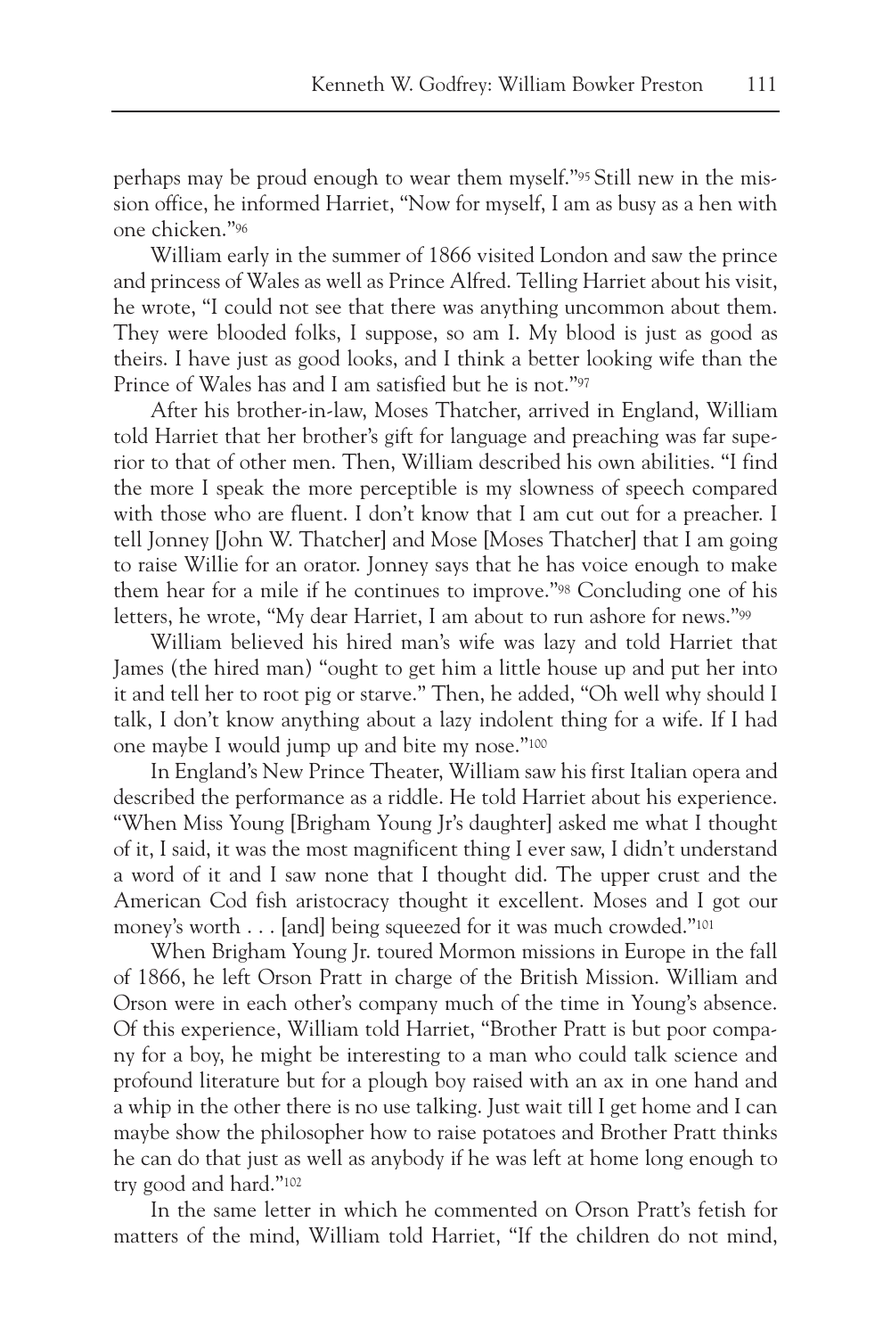perhaps may be proud enough to wear them myself."[95] Still new in the mission office, he informed Harriet, "Now for myself, I am as busy as a hen with one chicken."[96]

William early in the summer of 1866 visited London and saw the prince and princess of Wales as well as Prince Alfred. Telling Harriet about his visit, he wrote, "I could not see that there was anything uncommon about them. They were blooded folks, I suppose, so am I. My blood is just as good as theirs. I have just as good looks, and I think a better looking wife than the Prince of Wales has and I am satisfied but he is not."[97]

After his brother-in-law, Moses Thatcher, arrived in England, William told Harriet that her brother's gift for language and preaching was far superior to that of other men. Then, William described his own abilities. "I find the more I speak the more perceptible is my slowness of speech compared with those who are fluent. I don't know that I am cut out for a preacher. I tell Jonney [John W. Thatcher] and Mose [Moses Thatcher] that I am going to raise Willie for an orator. Jonney says that he has voice enough to make them hear for a mile if he continues to improve."[98] Concluding one of his letters, he wrote, "My dear Harriet, I am about to run ashore for news."[99]

William believed his hired man's wife was lazy and told Harriet that James (the hired man) "ought to get him a little house up and put her into it and tell her to root pig or starve." Then, he added, "Oh well why should I talk, I don't know anything about a lazy indolent thing for a wife. If I had one maybe I would jump up and bite my nose."[100]

In England's New Prince Theater, William saw his first Italian opera and described the performance as a riddle. He told Harriet about his experience. "When Miss Young [Brigham Young Jr's daughter] asked me what I thought of it, I said, it was the most magnificent thing I ever saw, I didn't understand a word of it and I saw none that I thought did. The upper crust and the American Cod fish aristocracy thought it excellent. Moses and I got our money's worth . . . [and] being squeezed for it was much crowded."[101]

When Brigham Young Jr. toured Mormon missions in Europe in the fall of 1866, he left Orson Pratt in charge of the British Mission. William and Orson were in each other's company much of the time in Young's absence. Of this experience, William told Harriet, "Brother Pratt is but poor company for a boy, he might be interesting to a man who could talk science and profound literature but for a plough boy raised with an ax in one hand and a whip in the other there is no use talking. Just wait till I get home and I can maybe show the philosopher how to raise potatoes and Brother Pratt thinks he can do that just as well as anybody if he was left at home long enough to try good and hard."[102]

In the same letter in which he commented on Orson Pratt's fetish for matters of the mind, William told Harriet, "If the children do not mind,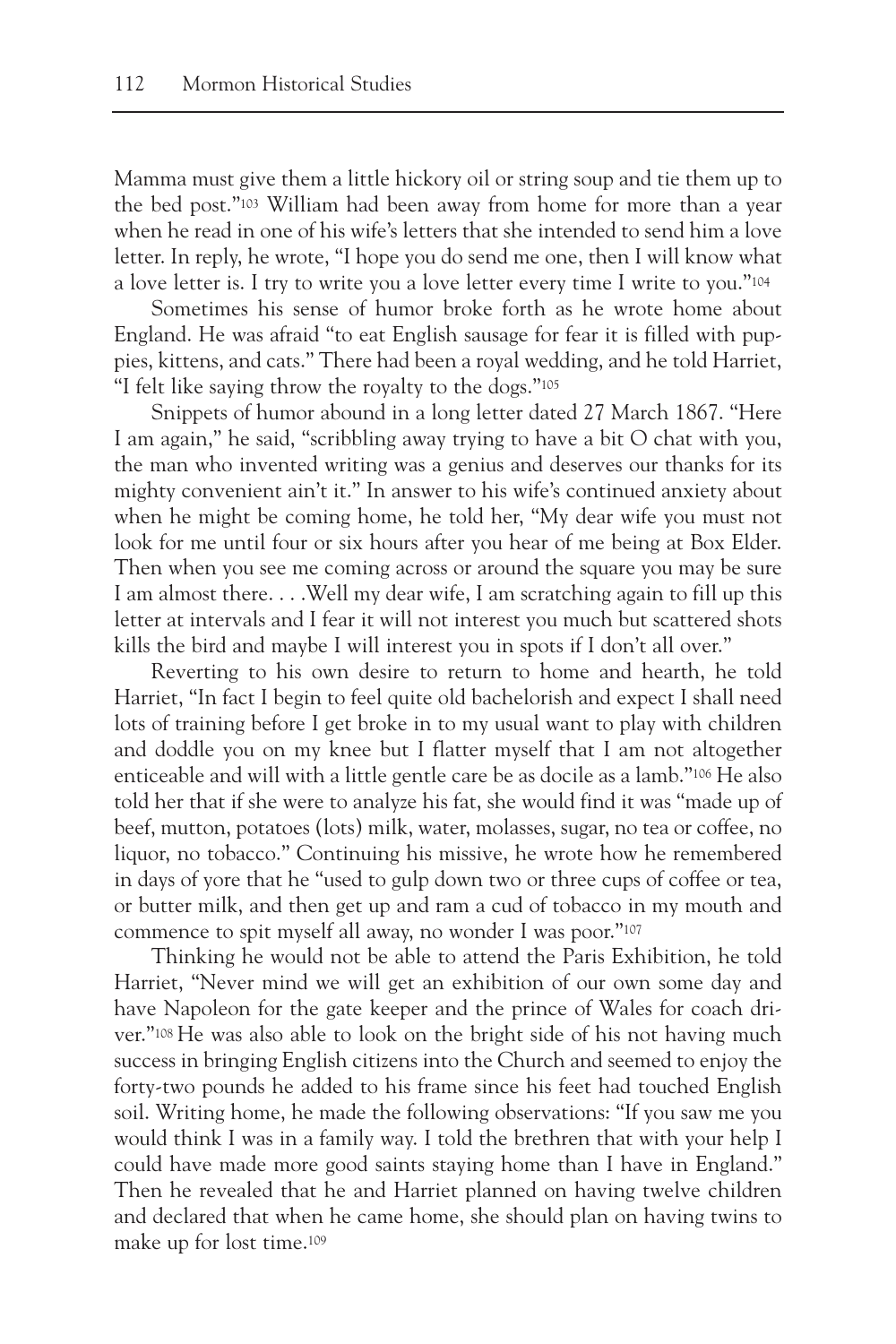Mamma must give them a little hickory oil or string soup and tie them up to the bed post."[103] William had been away from home for more than a year when he read in one of his wife's letters that she intended to send him a love letter. In reply, he wrote, "I hope you do send me one, then I will know what a love letter is. I try to write you a love letter every time I write to you."[104]

Sometimes his sense of humor broke forth as he wrote home about England. He was afraid "to eat English sausage for fear it is filled with puppies, kittens, and cats." There had been a royal wedding, and he told Harriet, "I felt like saying throw the royalty to the dogs."[105]

Snippets of humor abound in a long letter dated 27 March 1867. "Here I am again," he said, "scribbling away trying to have a bit O chat with you, the man who invented writing was a genius and deserves our thanks for its mighty convenient ain't it." In answer to his wife's continued anxiety about when he might be coming home, he told her, "My dear wife you must not look for me until four or six hours after you hear of me being at Box Elder. Then when you see me coming across or around the square you may be sure I am almost there. . . .Well my dear wife, I am scratching again to fill up this letter at intervals and I fear it will not interest you much but scattered shots kills the bird and maybe I will interest you in spots if I don't all over."

Reverting to his own desire to return to home and hearth, he told Harriet, "In fact I begin to feel quite old bachelorish and expect I shall need lots of training before I get broke in to my usual want to play with children and doddle you on my knee but I flatter myself that I am not altogether enticeable and will with a little gentle care be as docile as a lamb."[106] He also told her that if she were to analyze his fat, she would find it was "made up of beef, mutton, potatoes (lots) milk, water, molasses, sugar, no tea or coffee, no liquor, no tobacco." Continuing his missive, he wrote how he remembered in days of yore that he "used to gulp down two or three cups of coffee or tea, or butter milk, and then get up and ram a cud of tobacco in my mouth and commence to spit myself all away, no wonder I was poor."[107]

Thinking he would not be able to attend the Paris Exhibition, he told Harriet, "Never mind we will get an exhibition of our own some day and have Napoleon for the gate keeper and the prince of Wales for coach driver."[108] He was also able to look on the bright side of his not having much success in bringing English citizens into the Church and seemed to enjoy the forty-two pounds he added to his frame since his feet had touched English soil. Writing home, he made the following observations: "If you saw me you would think I was in a family way. I told the brethren that with your help I could have made more good saints staying home than I have in England." Then he revealed that he and Harriet planned on having twelve children and declared that when he came home, she should plan on having twins to make up for lost time.[109]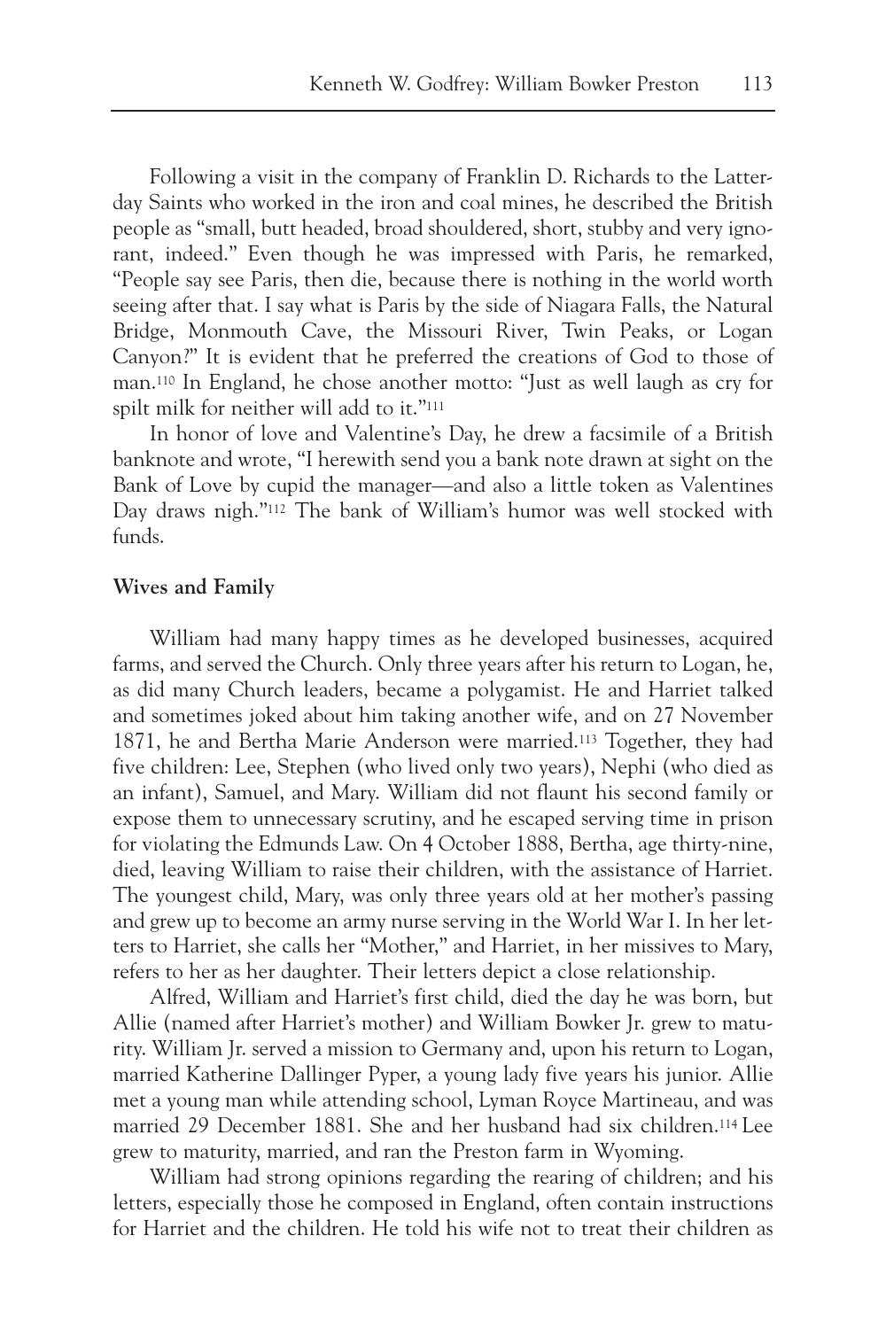Following a visit in the company of Franklin D. Richards to the Latter-day Saints who worked in the iron and coal mines, he described the British people as "small, butt headed, broad shouldered, short, stubby and very ignorant, indeed." Even though he was impressed with Paris, he remarked, "People say see Paris, then die, because there is nothing in the world worth seeing after that. I say what is Paris by the side of Niagara Falls, the Natural Bridge, Monmouth Cave, the Missouri River, Twin Peaks, or Logan Canyon?" It is evident that he preferred the creations of God to those of man.[110] In England, he chose another motto: "Just as well laugh as cry for spilt milk for neither will add to it."[111]

In honor of love and Valentine's Day, he drew a facsimile of a British banknote and wrote, "I herewith send you a bank note drawn at sight on the Bank of Love by cupid the manager—and also a little token as Valentines Day draws nigh."[112] The bank of William's humor was well stocked with funds.

**Wives and Family**

William had many happy times as he developed businesses, acquired farms, and served the Church. Only three years after his return to Logan, he, as did many Church leaders, became a polygamist. He and Harriet talked and sometimes joked about him taking another wife, and on 27 November 1871, he and Bertha Marie Anderson were married.[113] Together, they had five children: Lee, Stephen (who lived only two years), Nephi (who died as an infant), Samuel, and Mary. William did not flaunt his second family or expose them to unnecessary scrutiny, and he escaped serving time in prison for violating the Edmunds Law. On 4 October 1888, Bertha, age thirty-nine, died, leaving William to raise their children, with the assistance of Harriet. The youngest child, Mary, was only three years old at her mother's passing and grew up to become an army nurse serving in the World War I. In her letters to Harriet, she calls her "Mother," and Harriet, in her missives to Mary, refers to her as her daughter. Their letters depict a close relationship.

Alfred, William and Harriet's first child, died the day he was born, but Allie (named after Harriet's mother) and William Bowker Jr. grew to maturity. William Jr. served a mission to Germany and, upon his return to Logan, married Katherine Dallinger Pyper, a young lady five years his junior. Allie met a young man while attending school, Lyman Royce Martineau, and was married 29 December 1881. She and her husband had six children.[114] Lee grew to maturity, married, and ran the Preston farm in Wyoming.

William had strong opinions regarding the rearing of children; and his letters, especially those he composed in England, often contain instructions for Harriet and the children. He told his wife not to treat their children as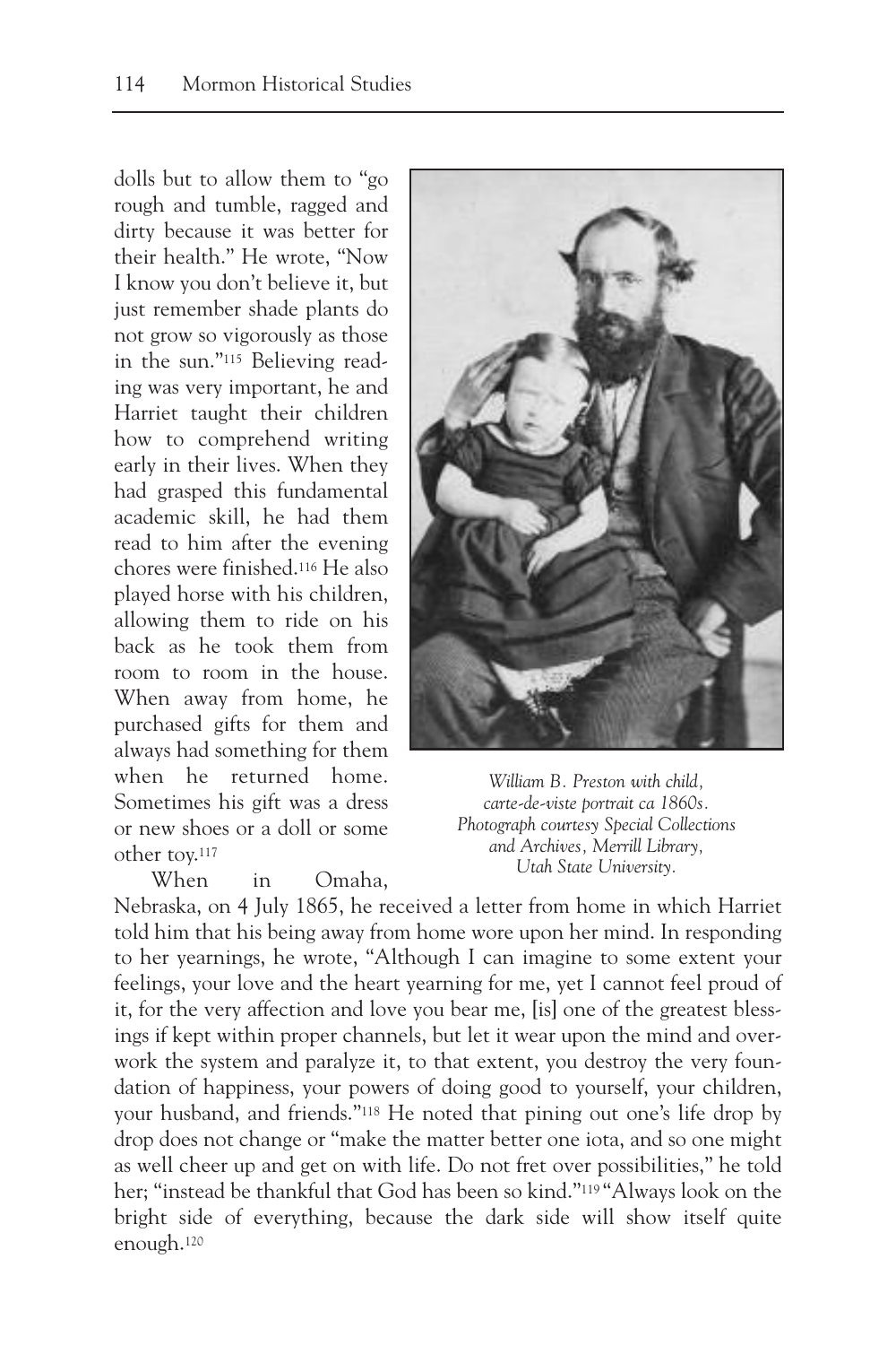dolls but to allow them to "go rough and tumble, ragged and dirty because it was better for their health." He wrote, "Now I know you don't believe it, but just remember shade plants do not grow so vigorously as those in the sun."[115] Believing reading was very important, he and Harriet taught their children how to comprehend writing early in their lives. When they had grasped this fundamental academic skill, he had them read to him after the evening chores were finished.[116] He also played horse with his children, allowing them to ride on his back as he took them from room to room in the house. When away from home, he purchased gifts for them and always had something for them when he returned home. Sometimes his gift was a dress or new shoes or a doll or some other toy.[117]

*William B. Preston with child, carte-de-viste portrait ca 1860s. Photograph courtesy Special Collections and Archives, Merrill Library, Utah State University.*

When in Omaha, Nebraska, on 4 July 1865, he received a letter from home in which Harriet told him that his being away from home wore upon her mind. In responding to her yearnings, he wrote, "Although I can imagine to some extent your feelings, your love and the heart yearning for me, yet I cannot feel proud of it, for the very affection and love you bear me, [is] one of the greatest blessings if kept within proper channels, but let it wear upon the mind and overwork the system and paralyze it, to that extent, you destroy the very foundation of happiness, your powers of doing good to yourself, your children, your husband, and friends."[118] He noted that pining out one's life drop by drop does not change or "make the matter better one iota, and so one might as well cheer up and get on with life. Do not fret over possibilities," he told her; "instead be thankful that God has been so kind."[119] "Always look on the bright side of everything, because the dark side will show itself quite enough.[120]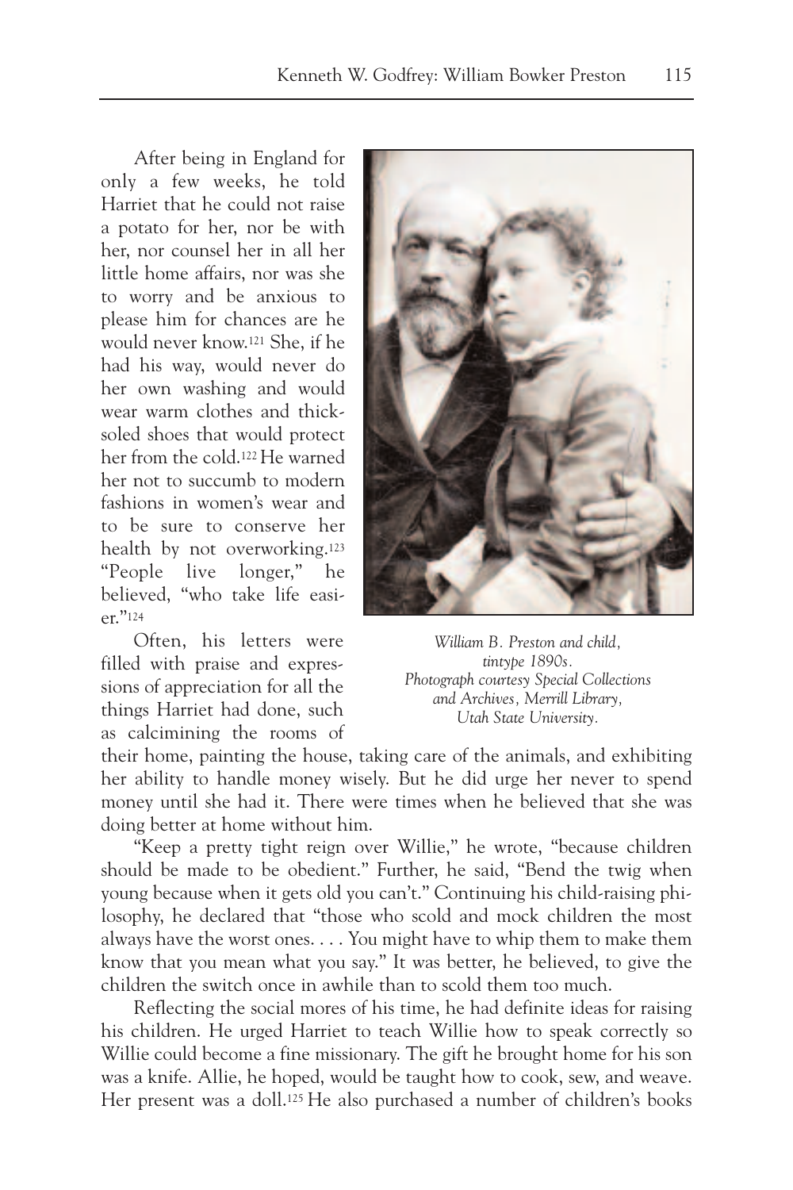After being in England for only a few weeks, he told Harriet that he could not raise a potato for her, nor be with her, nor counsel her in all her little home affairs, nor was she to worry and be anxious to please him for chances are he would never know.[121] She, if he had his way, would never do her own washing and would wear warm clothes and thick-soled shoes that would protect her from the cold.[122] He warned her not to succumb to modern fashions in women's wear and to be sure to conserve her health by not overworking.[123] "People live longer," he believed, "who take life easier."[124]

*William B. Preston and child, tintype 1890s. Photograph courtesy Special Collections and Archives, Merrill Library, Utah State University.*

Often, his letters were filled with praise and expressions of appreciation for all the things Harriet had done, such as calcimining the rooms of their home, painting the house, taking care of the animals, and exhibiting her ability to handle money wisely. But he did urge her never to spend money until she had it. There were times when he believed that she was doing better at home without him.

"Keep a pretty tight reign over Willie," he wrote, "because children should be made to be obedient." Further, he said, "Bend the twig when young because when it gets old you can't." Continuing his child-raising philosophy, he declared that "those who scold and mock children the most always have the worst ones. . . . You might have to whip them to make them know that you mean what you say." It was better, he believed, to give the children the switch once in awhile than to scold them too much.

Reflecting the social mores of his time, he had definite ideas for raising his children. He urged Harriet to teach Willie how to speak correctly so Willie could become a fine missionary. The gift he brought home for his son was a knife. Allie, he hoped, would be taught how to cook, sew, and weave. Her present was a doll.[125] He also purchased a number of children's books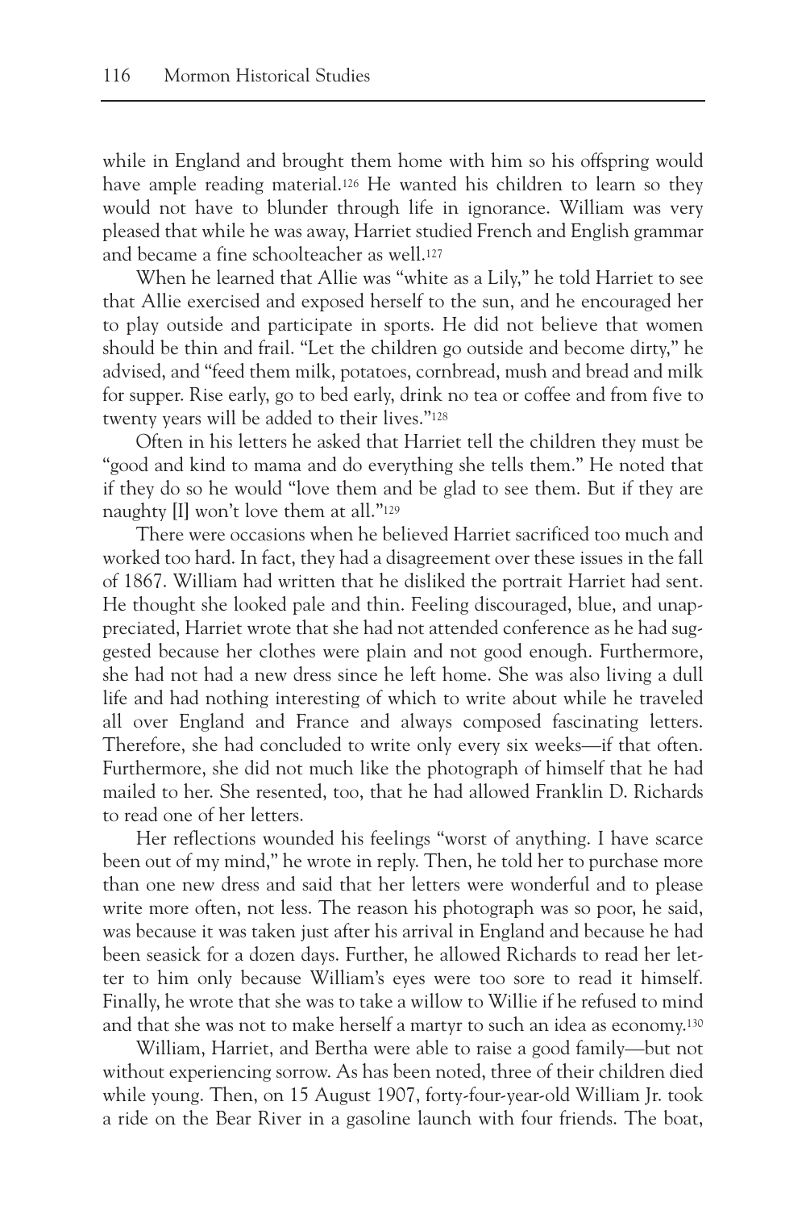while in England and brought them home with him so his offspring would have ample reading material.[126] He wanted his children to learn so they would not have to blunder through life in ignorance. William was very pleased that while he was away, Harriet studied French and English grammar and became a fine schoolteacher as well.[127]

When he learned that Allie was "white as a Lily," he told Harriet to see that Allie exercised and exposed herself to the sun, and he encouraged her to play outside and participate in sports. He did not believe that women should be thin and frail. "Let the children go outside and become dirty," he advised, and "feed them milk, potatoes, cornbread, mush and bread and milk for supper. Rise early, go to bed early, drink no tea or coffee and from five to twenty years will be added to their lives."[128]

Often in his letters he asked that Harriet tell the children they must be "good and kind to mama and do everything she tells them." He noted that if they do so he would "love them and be glad to see them. But if they are naughty [I] won't love them at all."[129]

There were occasions when he believed Harriet sacrificed too much and worked too hard. In fact, they had a disagreement over these issues in the fall of 1867. William had written that he disliked the portrait Harriet had sent. He thought she looked pale and thin. Feeling discouraged, blue, and unappreciated, Harriet wrote that she had not attended conference as he had suggested because her clothes were plain and not good enough. Furthermore, she had not had a new dress since he left home. She was also living a dull life and had nothing interesting of which to write about while he traveled all over England and France and always composed fascinating letters. Therefore, she had concluded to write only every six weeks—if that often. Furthermore, she did not much like the photograph of himself that he had mailed to her. She resented, too, that he had allowed Franklin D. Richards to read one of her letters.

Her reflections wounded his feelings "worst of anything. I have scarce been out of my mind," he wrote in reply. Then, he told her to purchase more than one new dress and said that her letters were wonderful and to please write more often, not less. The reason his photograph was so poor, he said, was because it was taken just after his arrival in England and because he had been seasick for a dozen days. Further, he allowed Richards to read her letter to him only because William's eyes were too sore to read it himself. Finally, he wrote that she was to take a willow to Willie if he refused to mind and that she was not to make herself a martyr to such an idea as economy.[130]

William, Harriet, and Bertha were able to raise a good family—but not without experiencing sorrow. As has been noted, three of their children died while young. Then, on 15 August 1907, forty-four-year-old William Jr. took a ride on the Bear River in a gasoline launch with four friends. The boat,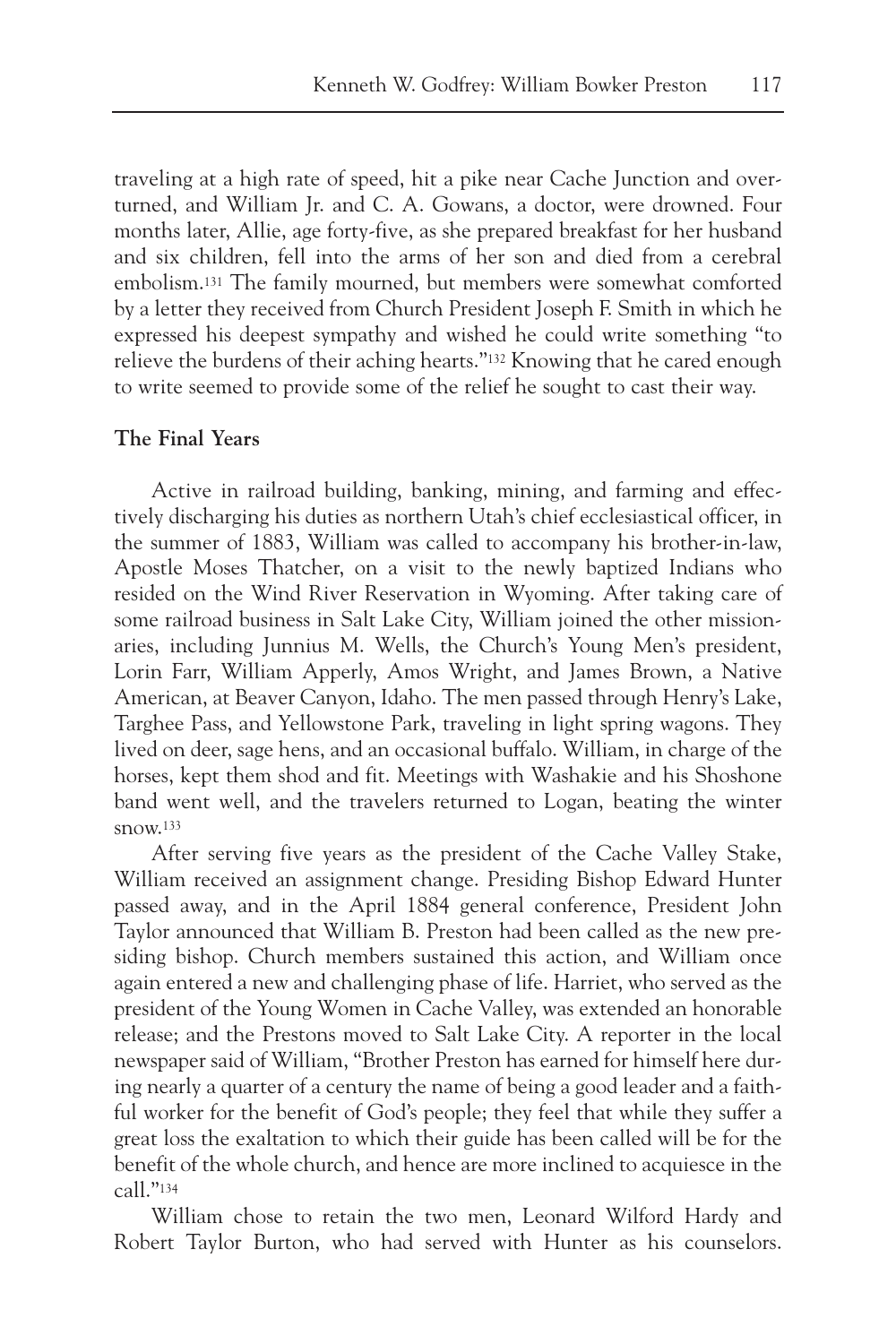traveling at a high rate of speed, hit a pike near Cache Junction and overturned, and William Jr. and C. A. Gowans, a doctor, were drowned. Four months later, Allie, age forty-five, as she prepared breakfast for her husband and six children, fell into the arms of her son and died from a cerebral embolism.[131] The family mourned, but members were somewhat comforted by a letter they received from Church President Joseph F. Smith in which he expressed his deepest sympathy and wished he could write something "to relieve the burdens of their aching hearts."[132] Knowing that he cared enough to write seemed to provide some of the relief he sought to cast their way.

**The Final Years**

Active in railroad building, banking, mining, and farming and effectively discharging his duties as northern Utah's chief ecclesiastical officer, in the summer of 1883, William was called to accompany his brother-in-law, Apostle Moses Thatcher, on a visit to the newly baptized Indians who resided on the Wind River Reservation in Wyoming. After taking care of some railroad business in Salt Lake City, William joined the other missionaries, including Junnius M. Wells, the Church's Young Men's president, Lorin Farr, William Apperly, Amos Wright, and James Brown, a Native American, at Beaver Canyon, Idaho. The men passed through Henry's Lake, Targhee Pass, and Yellowstone Park, traveling in light spring wagons. They lived on deer, sage hens, and an occasional buffalo. William, in charge of the horses, kept them shod and fit. Meetings with Washakie and his Shoshone band went well, and the travelers returned to Logan, beating the winter snow.[133]

After serving five years as the president of the Cache Valley Stake, William received an assignment change. Presiding Bishop Edward Hunter passed away, and in the April 1884 general conference, President John Taylor announced that William B. Preston had been called as the new presiding bishop. Church members sustained this action, and William once again entered a new and challenging phase of life. Harriet, who served as the president of the Young Women in Cache Valley, was extended an honorable release; and the Prestons moved to Salt Lake City. A reporter in the local newspaper said of William, "Brother Preston has earned for himself here during nearly a quarter of a century the name of being a good leader and a faithful worker for the benefit of God's people; they feel that while they suffer a great loss the exaltation to which their guide has been called will be for the benefit of the whole church, and hence are more inclined to acquiesce in the call."[134]

William chose to retain the two men, Leonard Wilford Hardy and Robert Taylor Burton, who had served with Hunter as his counselors.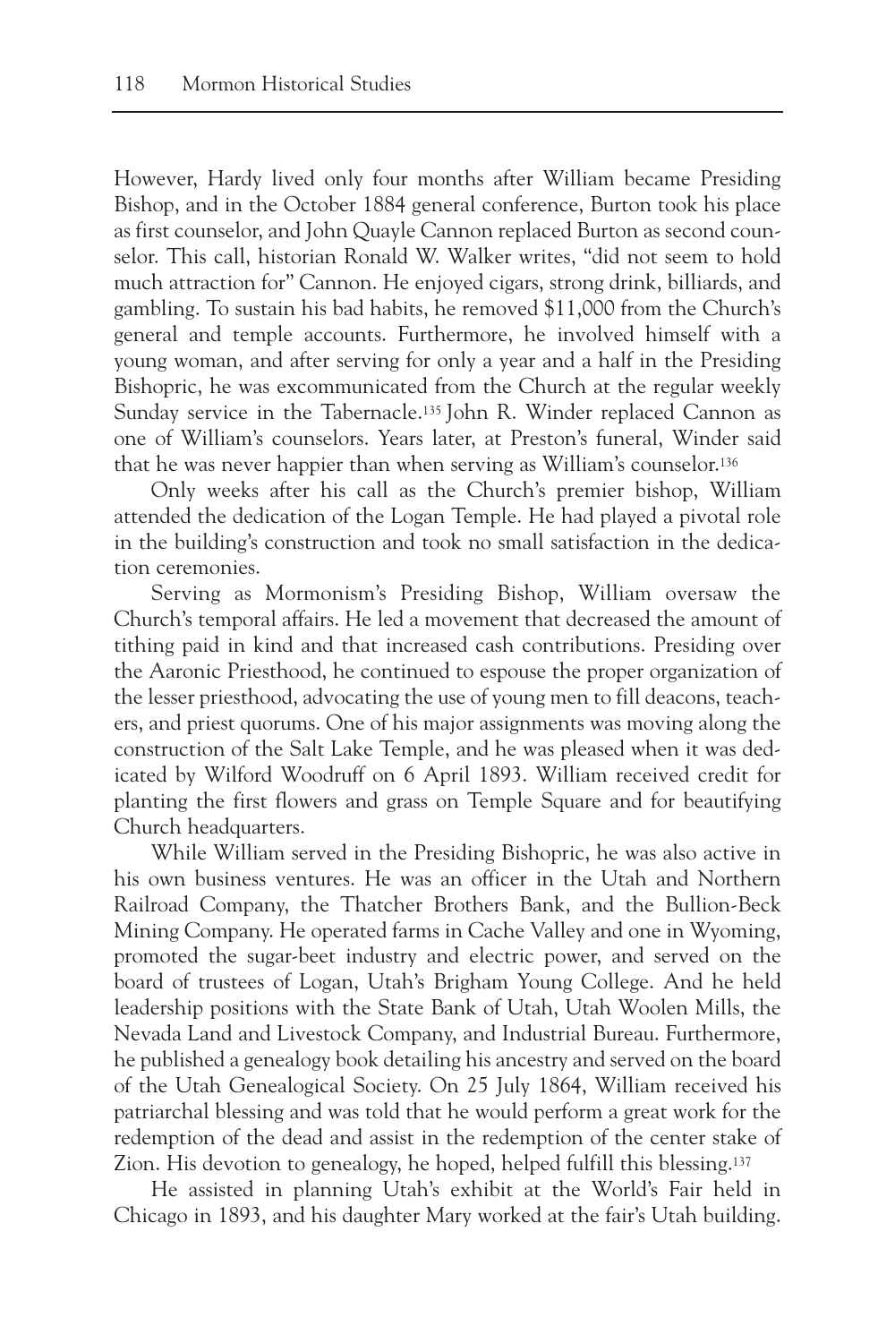However, Hardy lived only four months after William became Presiding Bishop, and in the October 1884 general conference, Burton took his place as first counselor, and John Quayle Cannon replaced Burton as second counselor. This call, historian Ronald W. Walker writes, "did not seem to hold much attraction for" Cannon. He enjoyed cigars, strong drink, billiards, and gambling. To sustain his bad habits, he removed $11,000 from the Church's general and temple accounts. Furthermore, he involved himself with a young woman, and after serving for only a year and a half in the Presiding Bishopric, he was excommunicated from the Church at the regular weekly Sunday service in the Tabernacle.[135] John R. Winder replaced Cannon as one of William's counselors. Years later, at Preston's funeral, Winder said that he was never happier than when serving as William's counselor.[136]

Only weeks after his call as the Church's premier bishop, William attended the dedication of the Logan Temple. He had played a pivotal role in the building's construction and took no small satisfaction in the dedication ceremonies.

Serving as Mormonism's Presiding Bishop, William oversaw the Church's temporal affairs. He led a movement that decreased the amount of tithing paid in kind and that increased cash contributions. Presiding over the Aaronic Priesthood, he continued to espouse the proper organization of the lesser priesthood, advocating the use of young men to fill deacons, teachers, and priest quorums. One of his major assignments was moving along the construction of the Salt Lake Temple, and he was pleased when it was dedicated by Wilford Woodruff on 6 April 1893. William received credit for planting the first flowers and grass on Temple Square and for beautifying Church headquarters.

While William served in the Presiding Bishopric, he was also active in his own business ventures. He was an officer in the Utah and Northern Railroad Company, the Thatcher Brothers Bank, and the Bullion-Beck Mining Company. He operated farms in Cache Valley and one in Wyoming, promoted the sugar-beet industry and electric power, and served on the board of trustees of Logan, Utah's Brigham Young College. And he held leadership positions with the State Bank of Utah, Utah Woolen Mills, the Nevada Land and Livestock Company, and Industrial Bureau. Furthermore, he published a genealogy book detailing his ancestry and served on the board of the Utah Genealogical Society. On 25 July 1864, William received his patriarchal blessing and was told that he would perform a great work for the redemption of the dead and assist in the redemption of the center stake of Zion. His devotion to genealogy, he hoped, helped fulfill this blessing.[137]

He assisted in planning Utah's exhibit at the World's Fair held in Chicago in 1893, and his daughter Mary worked at the fair's Utah building.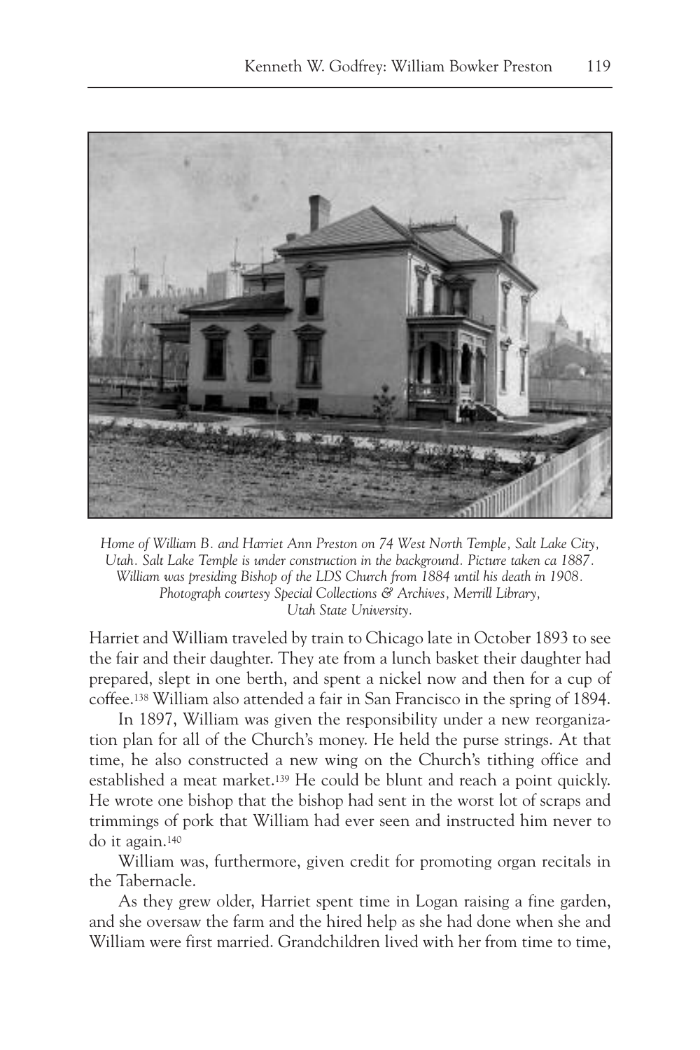*Home of William B. and Harriet Ann Preston on 74 West North Temple, Salt Lake City, Utah. Salt Lake Temple is under construction in the background. Picture taken ca 1887. William was presiding Bishop of the LDS Church from 1884 until his death in 1908. Photograph courtesy Special Collections & Archives, Merrill Library, Utah State University.*

Harriet and William traveled by train to Chicago late in October 1893 to see the fair and their daughter. They ate from a lunch basket their daughter had prepared, slept in one berth, and spent a nickel now and then for a cup of coffee.[138] William also attended a fair in San Francisco in the spring of 1894.

In 1897, William was given the responsibility under a new reorganization plan for all of the Church's money. He held the purse strings. At that time, he also constructed a new wing on the Church's tithing office and established a meat market.[139] He could be blunt and reach a point quickly. He wrote one bishop that the bishop had sent in the worst lot of scraps and trimmings of pork that William had ever seen and instructed him never to do it again.[140]

William was, furthermore, given credit for promoting organ recitals in the Tabernacle.

As they grew older, Harriet spent time in Logan raising a fine garden, and she oversaw the farm and the hired help as she had done when she and William were first married. Grandchildren lived with her from time to time,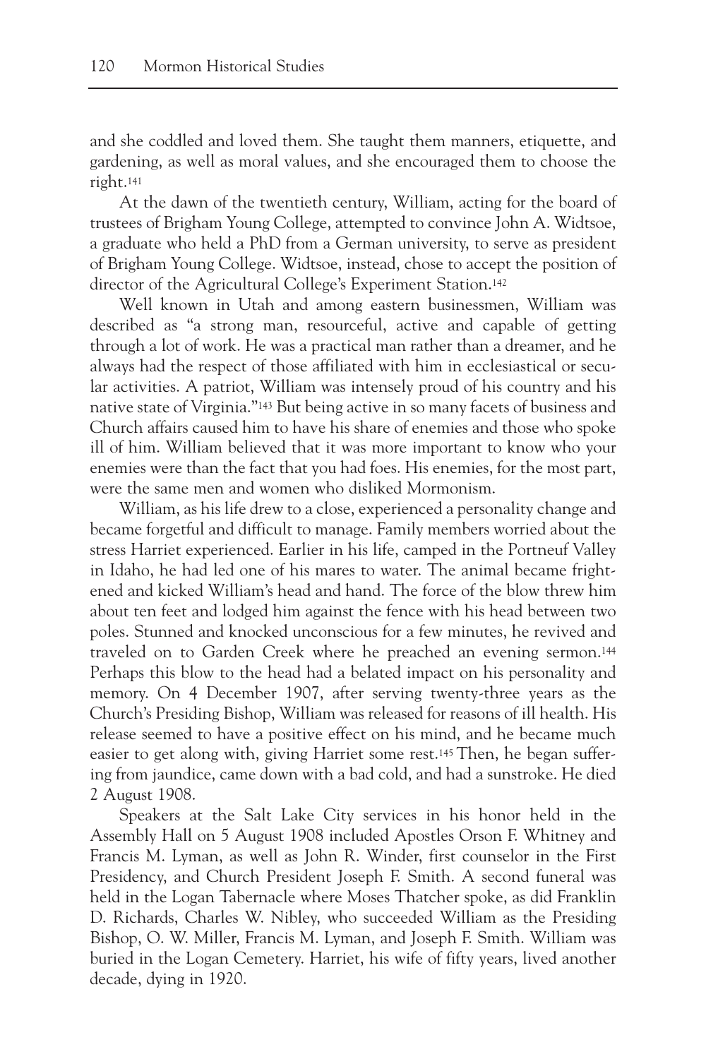and she coddled and loved them. She taught them manners, etiquette, and gardening, as well as moral values, and she encouraged them to choose the right.[141]

At the dawn of the twentieth century, William, acting for the board of trustees of Brigham Young College, attempted to convince John A. Widtsoe, a graduate who held a PhD from a German university, to serve as president of Brigham Young College. Widtsoe, instead, chose to accept the position of director of the Agricultural College's Experiment Station.[142]

Well known in Utah and among eastern businessmen, William was described as "a strong man, resourceful, active and capable of getting through a lot of work. He was a practical man rather than a dreamer, and he always had the respect of those affiliated with him in ecclesiastical or secular activities. A patriot, William was intensely proud of his country and his native state of Virginia."[143] But being active in so many facets of business and Church affairs caused him to have his share of enemies and those who spoke ill of him. William believed that it was more important to know who your enemies were than the fact that you had foes. His enemies, for the most part, were the same men and women who disliked Mormonism.

William, as his life drew to a close, experienced a personality change and became forgetful and difficult to manage. Family members worried about the stress Harriet experienced. Earlier in his life, camped in the Portneuf Valley in Idaho, he had led one of his mares to water. The animal became frightened and kicked William's head and hand. The force of the blow threw him about ten feet and lodged him against the fence with his head between two poles. Stunned and knocked unconscious for a few minutes, he revived and traveled on to Garden Creek where he preached an evening sermon.[144] Perhaps this blow to the head had a belated impact on his personality and memory. On 4 December 1907, after serving twenty-three years as the Church's Presiding Bishop, William was released for reasons of ill health. His release seemed to have a positive effect on his mind, and he became much easier to get along with, giving Harriet some rest.[145] Then, he began suffering from jaundice, came down with a bad cold, and had a sunstroke. He died 2 August 1908.

Speakers at the Salt Lake City services in his honor held in the Assembly Hall on 5 August 1908 included Apostles Orson F. Whitney and Francis M. Lyman, as well as John R. Winder, first counselor in the First Presidency, and Church President Joseph F. Smith. A second funeral was held in the Logan Tabernacle where Moses Thatcher spoke, as did Franklin D. Richards, Charles W. Nibley, who succeeded William as the Presiding Bishop, O. W. Miller, Francis M. Lyman, and Joseph F. Smith. William was buried in the Logan Cemetery. Harriet, his wife of fifty years, lived another decade, dying in 1920.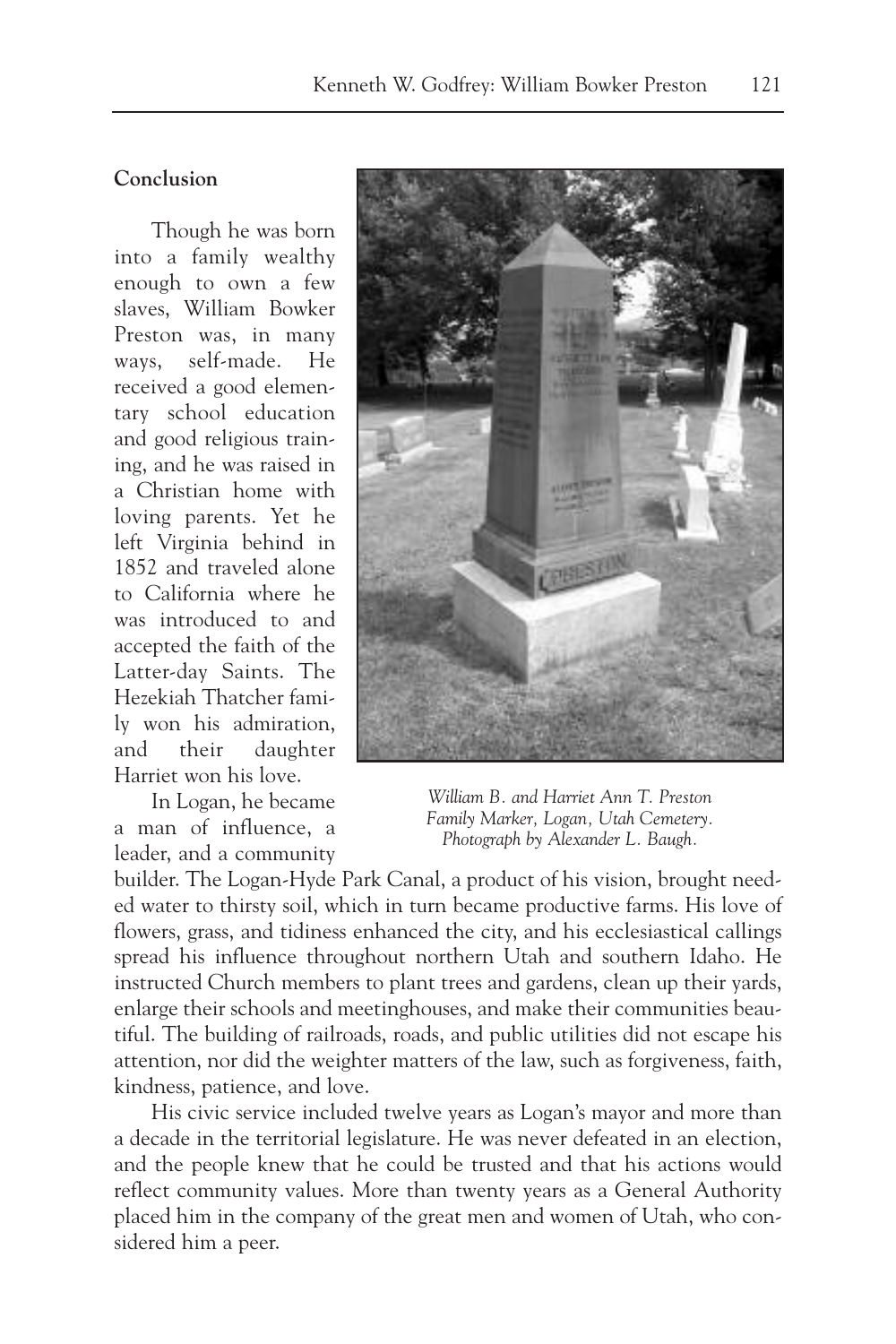## Conclusion

Though he was born into a family wealthy enough to own a few slaves, William Bowker Preston was, in many ways, self-made. He received a good elementary school education and good religious training, and he was raised in a Christian home with loving parents. Yet he left Virginia behind in 1852 and traveled alone to California where he was introduced to and accepted the faith of the Latter-day Saints. The Hezekiah Thatcher family won his admiration, and their daughter Harriet won his love.

*William B. and Harriet Ann T. Preston Family Marker, Logan, Utah Cemetery. Photograph by Alexander L. Baugh.*

In Logan, he became a man of influence, a leader, and a community builder. The Logan-Hyde Park Canal, a product of his vision, brought needed water to thirsty soil, which in turn became productive farms. His love of flowers, grass, and tidiness enhanced the city, and his ecclesiastical callings spread his influence throughout northern Utah and southern Idaho. He instructed Church members to plant trees and gardens, clean up their yards, enlarge their schools and meetinghouses, and make their communities beautiful. The building of railroads, roads, and public utilities did not escape his attention, nor did the weighter matters of the law, such as forgiveness, faith, kindness, patience, and love.

His civic service included twelve years as Logan's mayor and more than a decade in the territorial legislature. He was never defeated in an election, and the people knew that he could be trusted and that his actions would reflect community values. More than twenty years as a General Authority placed him in the company of the great men and women of Utah, who considered him a peer.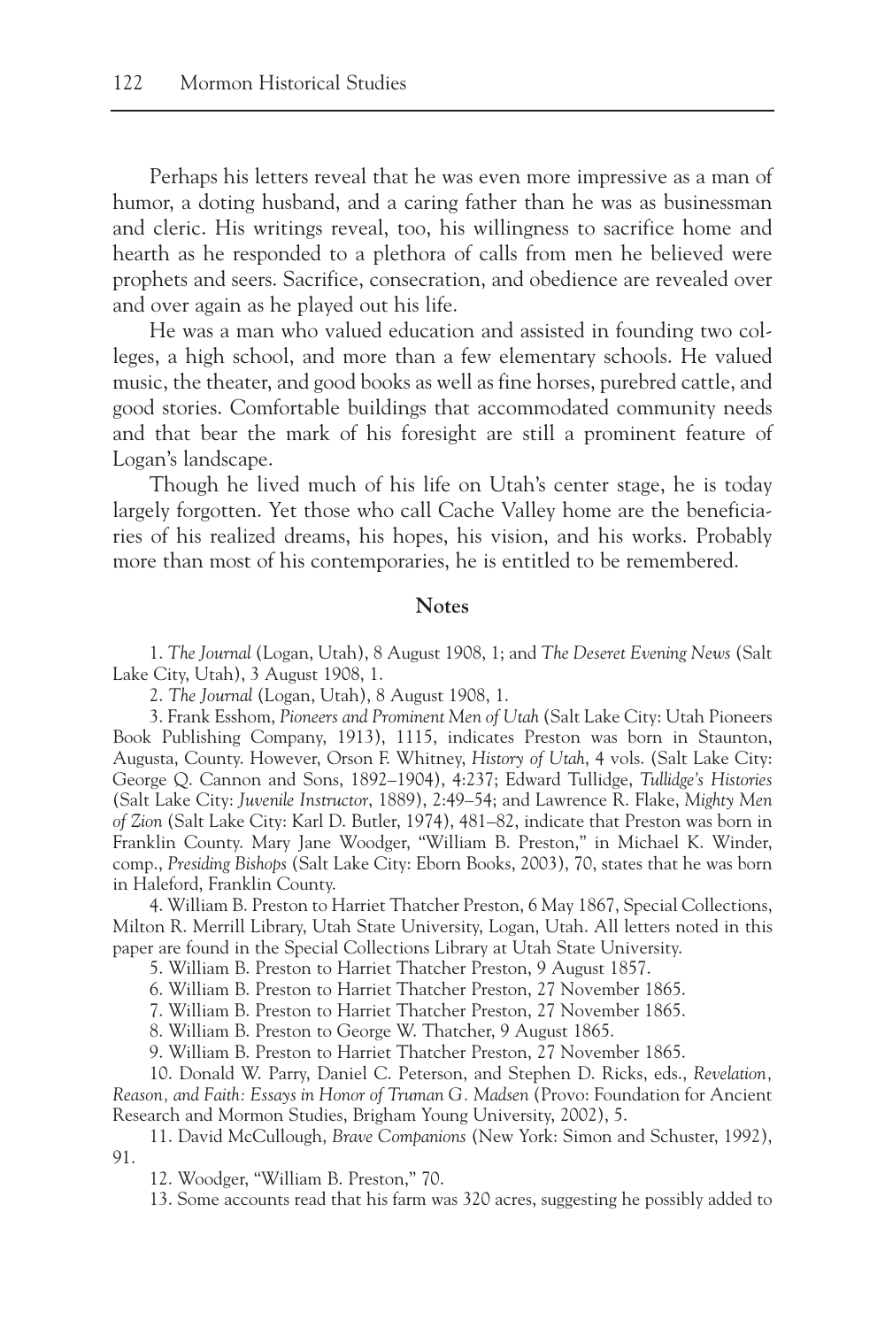Perhaps his letters reveal that he was even more impressive as a man of humor, a doting husband, and a caring father than he was as businessman and cleric. His writings reveal, too, his willingness to sacrifice home and hearth as he responded to a plethora of calls from men he believed were prophets and seers. Sacrifice, consecration, and obedience are revealed over and over again as he played out his life.

He was a man who valued education and assisted in founding two colleges, a high school, and more than a few elementary schools. He valued music, the theater, and good books as well as fine horses, purebred cattle, and good stories. Comfortable buildings that accommodated community needs and that bear the mark of his foresight are still a prominent feature of Logan's landscape.

Though he lived much of his life on Utah's center stage, he is today largely forgotten. Yet those who call Cache Valley home are the beneficiaries of his realized dreams, his hopes, his vision, and his works. Probably more than most of his contemporaries, he is entitled to be remembered.

## Notes

1. *The Journal* (Logan, Utah), 8 August 1908, 1; and *The Deseret Evening News* (Salt Lake City, Utah), 3 August 1908, 1.

2. *The Journal* (Logan, Utah), 8 August 1908, 1.

3. Frank Esshom, *Pioneers and Prominent Men of Utah* (Salt Lake City: Utah Pioneers Book Publishing Company, 1913), 1115, indicates Preston was born in Staunton, Augusta, County. However, Orson F. Whitney, *History of Utah*, 4 vols. (Salt Lake City: George Q. Cannon and Sons, 1892–1904), 4:237; Edward Tullidge, *Tullidge's Histories* (Salt Lake City: *Juvenile Instructor*, 1889), 2:49–54; and Lawrence R. Flake, *Mighty Men of Zion* (Salt Lake City: Karl D. Butler, 1974), 481–82, indicate that Preston was born in Franklin County. Mary Jane Woodger, "William B. Preston," in Michael K. Winder, comp., *Presiding Bishops* (Salt Lake City: Eborn Books, 2003), 70, states that he was born in Haleford, Franklin County.

4. William B. Preston to Harriet Thatcher Preston, 6 May 1867, Special Collections, Milton R. Merrill Library, Utah State University, Logan, Utah. All letters noted in this paper are found in the Special Collections Library at Utah State University.

5. William B. Preston to Harriet Thatcher Preston, 9 August 1857.

6. William B. Preston to Harriet Thatcher Preston, 27 November 1865.

7. William B. Preston to Harriet Thatcher Preston, 27 November 1865.

8. William B. Preston to George W. Thatcher, 9 August 1865.

9. William B. Preston to Harriet Thatcher Preston, 27 November 1865.

10. Donald W. Parry, Daniel C. Peterson, and Stephen D. Ricks, eds., *Revelation, Reason, and Faith: Essays in Honor of Truman G. Madsen* (Provo: Foundation for Ancient Research and Mormon Studies, Brigham Young University, 2002), 5.

11. David McCullough, *Brave Companions* (New York: Simon and Schuster, 1992), 91.

12. Woodger, "William B. Preston," 70.

13. Some accounts read that his farm was 320 acres, suggesting he possibly added to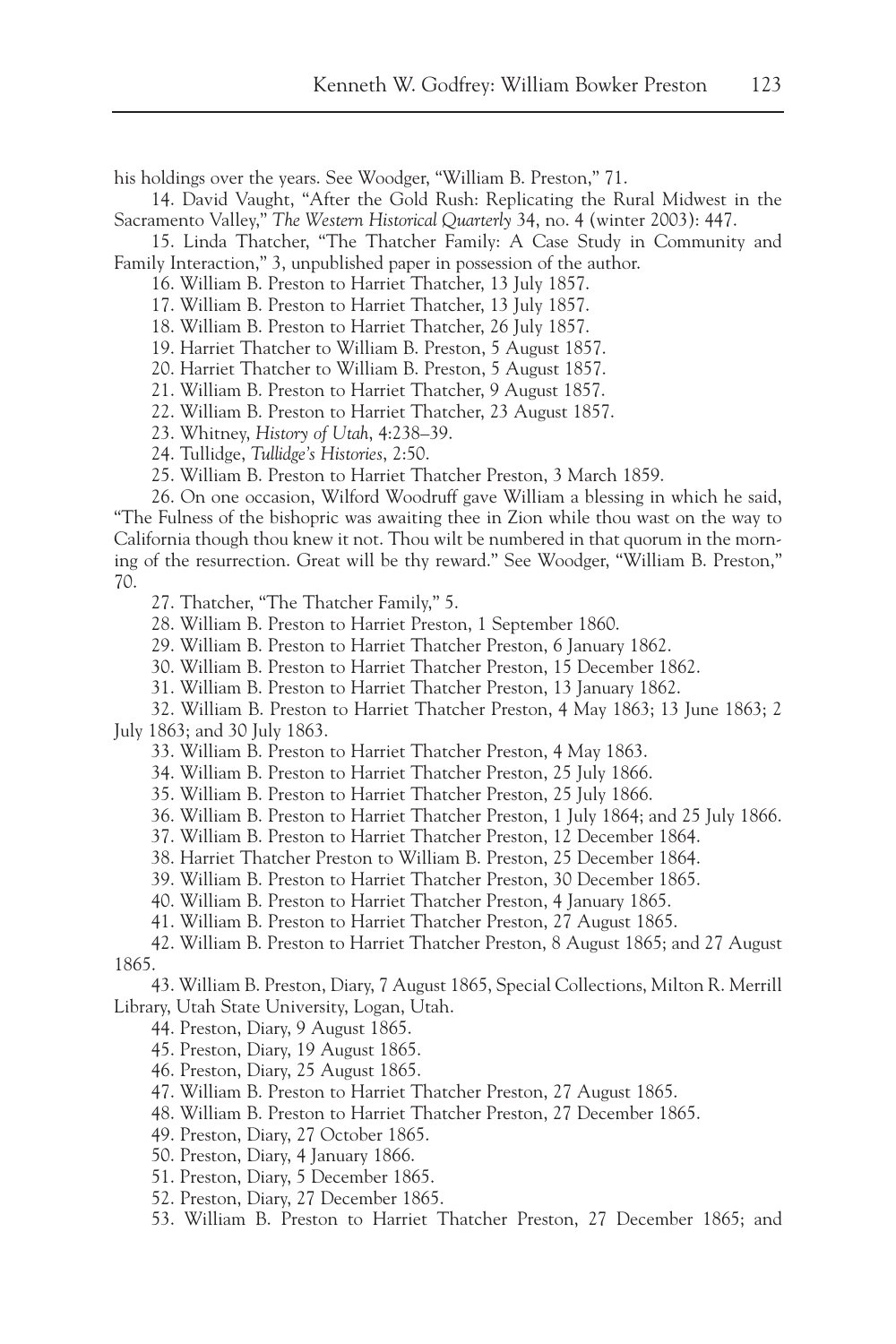his holdings over the years. See Woodger, "William B. Preston," 71.

14. David Vaught, "After the Gold Rush: Replicating the Rural Midwest in the Sacramento Valley," *The Western Historical Quarterly* 34, no. 4 (winter 2003): 447.

15. Linda Thatcher, "The Thatcher Family: A Case Study in Community and Family Interaction," 3, unpublished paper in possession of the author.

16. William B. Preston to Harriet Thatcher, 13 July 1857.

17. William B. Preston to Harriet Thatcher, 13 July 1857.

18. William B. Preston to Harriet Thatcher, 26 July 1857.

19. Harriet Thatcher to William B. Preston, 5 August 1857.

20. Harriet Thatcher to William B. Preston, 5 August 1857.

21. William B. Preston to Harriet Thatcher, 9 August 1857.

22. William B. Preston to Harriet Thatcher, 23 August 1857.

23. Whitney, *History of Utah*, 4:238–39.

24. Tullidge, *Tullidge's Histories*, 2:50.

25. William B. Preston to Harriet Thatcher Preston, 3 March 1859.

26. On one occasion, Wilford Woodruff gave William a blessing in which he said, "The Fulness of the bishopric was awaiting thee in Zion while thou wast on the way to California though thou knew it not. Thou wilt be numbered in that quorum in the morning of the resurrection. Great will be thy reward." See Woodger, "William B. Preston," 70.

27. Thatcher, "The Thatcher Family," 5.

28. William B. Preston to Harriet Preston, 1 September 1860.

29. William B. Preston to Harriet Thatcher Preston, 6 January 1862.

30. William B. Preston to Harriet Thatcher Preston, 15 December 1862.

31. William B. Preston to Harriet Thatcher Preston, 13 January 1862.

32. William B. Preston to Harriet Thatcher Preston, 4 May 1863; 13 June 1863; 2 July 1863; and 30 July 1863.

33. William B. Preston to Harriet Thatcher Preston, 4 May 1863.

34. William B. Preston to Harriet Thatcher Preston, 25 July 1866.

35. William B. Preston to Harriet Thatcher Preston, 25 July 1866.

36. William B. Preston to Harriet Thatcher Preston, 1 July 1864; and 25 July 1866.

37. William B. Preston to Harriet Thatcher Preston, 12 December 1864.

38. Harriet Thatcher Preston to William B. Preston, 25 December 1864.

39. William B. Preston to Harriet Thatcher Preston, 30 December 1865.

40. William B. Preston to Harriet Thatcher Preston, 4 January 1865.

41. William B. Preston to Harriet Thatcher Preston, 27 August 1865.

42. William B. Preston to Harriet Thatcher Preston, 8 August 1865; and 27 August 1865.

43. William B. Preston, Diary, 7 August 1865, Special Collections, Milton R. Merrill Library, Utah State University, Logan, Utah.

44. Preston, Diary, 9 August 1865.

45. Preston, Diary, 19 August 1865.

46. Preston, Diary, 25 August 1865.

47. William B. Preston to Harriet Thatcher Preston, 27 August 1865.

48. William B. Preston to Harriet Thatcher Preston, 27 December 1865.

49. Preston, Diary, 27 October 1865.

50. Preston, Diary, 4 January 1866.

51. Preston, Diary, 5 December 1865.

52. Preston, Diary, 27 December 1865.

53. William B. Preston to Harriet Thatcher Preston, 27 December 1865; and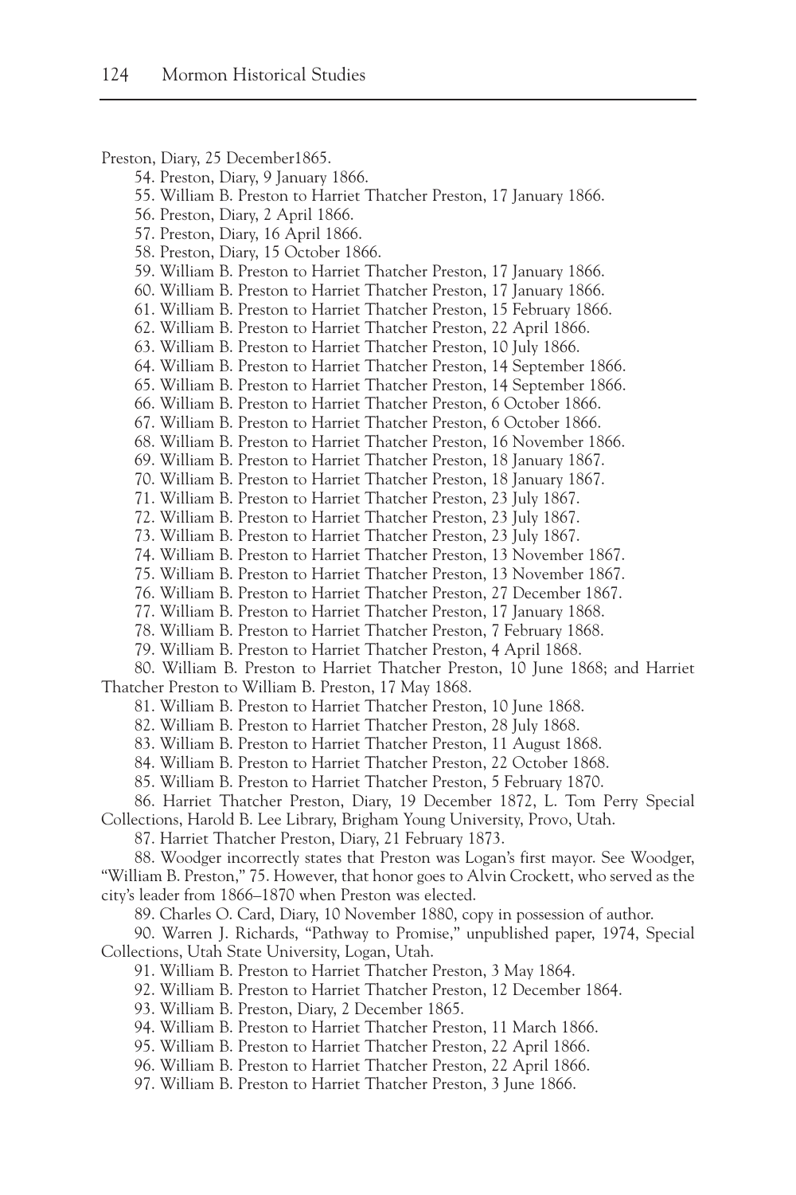Preston, Diary, 25 December1865.

54. Preston, Diary, 9 January 1866.

55. William B. Preston to Harriet Thatcher Preston, 17 January 1866.

56. Preston, Diary, 2 April 1866.

57. Preston, Diary, 16 April 1866.

58. Preston, Diary, 15 October 1866.

59. William B. Preston to Harriet Thatcher Preston, 17 January 1866.

60. William B. Preston to Harriet Thatcher Preston, 17 January 1866.

61. William B. Preston to Harriet Thatcher Preston, 15 February 1866.

62. William B. Preston to Harriet Thatcher Preston, 22 April 1866.

63. William B. Preston to Harriet Thatcher Preston, 10 July 1866.

64. William B. Preston to Harriet Thatcher Preston, 14 September 1866.

65. William B. Preston to Harriet Thatcher Preston, 14 September 1866.

66. William B. Preston to Harriet Thatcher Preston, 6 October 1866.

67. William B. Preston to Harriet Thatcher Preston, 6 October 1866.

68. William B. Preston to Harriet Thatcher Preston, 16 November 1866.

69. William B. Preston to Harriet Thatcher Preston, 18 January 1867.

70. William B. Preston to Harriet Thatcher Preston, 18 January 1867.

71. William B. Preston to Harriet Thatcher Preston, 23 July 1867.

72. William B. Preston to Harriet Thatcher Preston, 23 July 1867.

73. William B. Preston to Harriet Thatcher Preston, 23 July 1867.

74. William B. Preston to Harriet Thatcher Preston, 13 November 1867.

75. William B. Preston to Harriet Thatcher Preston, 13 November 1867.

76. William B. Preston to Harriet Thatcher Preston, 27 December 1867.

77. William B. Preston to Harriet Thatcher Preston, 17 January 1868.

78. William B. Preston to Harriet Thatcher Preston, 7 February 1868.

79. William B. Preston to Harriet Thatcher Preston, 4 April 1868.

80. William B. Preston to Harriet Thatcher Preston, 10 June 1868; and Harriet Thatcher Preston to William B. Preston, 17 May 1868.

81. William B. Preston to Harriet Thatcher Preston, 10 June 1868.

82. William B. Preston to Harriet Thatcher Preston, 28 July 1868.

83. William B. Preston to Harriet Thatcher Preston, 11 August 1868.

84. William B. Preston to Harriet Thatcher Preston, 22 October 1868.

85. William B. Preston to Harriet Thatcher Preston, 5 February 1870.

86. Harriet Thatcher Preston, Diary, 19 December 1872, L. Tom Perry Special Collections, Harold B. Lee Library, Brigham Young University, Provo, Utah.

87. Harriet Thatcher Preston, Diary, 21 February 1873.

88. Woodger incorrectly states that Preston was Logan's first mayor. See Woodger, "William B. Preston," 75. However, that honor goes to Alvin Crockett, who served as the city's leader from 1866–1870 when Preston was elected.

89. Charles O. Card, Diary, 10 November 1880, copy in possession of author.

90. Warren J. Richards, "Pathway to Promise," unpublished paper, 1974, Special Collections, Utah State University, Logan, Utah.

91. William B. Preston to Harriet Thatcher Preston, 3 May 1864.

92. William B. Preston to Harriet Thatcher Preston, 12 December 1864.

93. William B. Preston, Diary, 2 December 1865.

94. William B. Preston to Harriet Thatcher Preston, 11 March 1866.

95. William B. Preston to Harriet Thatcher Preston, 22 April 1866.

96. William B. Preston to Harriet Thatcher Preston, 22 April 1866.

97. William B. Preston to Harriet Thatcher Preston, 3 June 1866.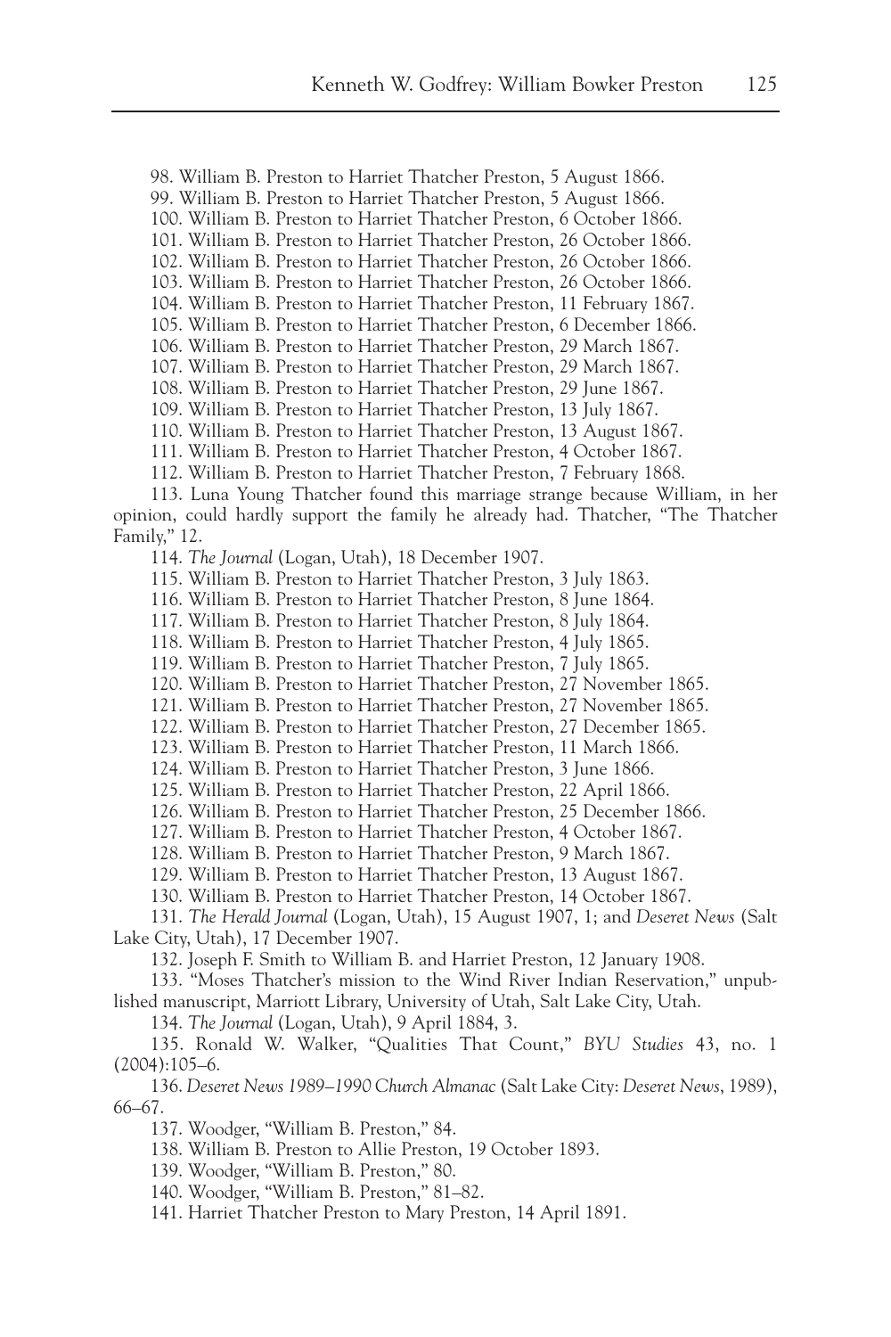98. William B. Preston to Harriet Thatcher Preston, 5 August 1866.

99. William B. Preston to Harriet Thatcher Preston, 5 August 1866.

100. William B. Preston to Harriet Thatcher Preston, 6 October 1866.

101. William B. Preston to Harriet Thatcher Preston, 26 October 1866.

102. William B. Preston to Harriet Thatcher Preston, 26 October 1866.

103. William B. Preston to Harriet Thatcher Preston, 26 October 1866.

104. William B. Preston to Harriet Thatcher Preston, 11 February 1867.

105. William B. Preston to Harriet Thatcher Preston, 6 December 1866.

106. William B. Preston to Harriet Thatcher Preston, 29 March 1867.

107. William B. Preston to Harriet Thatcher Preston, 29 March 1867.

108. William B. Preston to Harriet Thatcher Preston, 29 June 1867.

109. William B. Preston to Harriet Thatcher Preston, 13 July 1867.

110. William B. Preston to Harriet Thatcher Preston, 13 August 1867.

111. William B. Preston to Harriet Thatcher Preston, 4 October 1867.

112. William B. Preston to Harriet Thatcher Preston, 7 February 1868.

113. Luna Young Thatcher found this marriage strange because William, in her opinion, could hardly support the family he already had. Thatcher, "The Thatcher Family," 12.

114. *The Journal* (Logan, Utah), 18 December 1907.

115. William B. Preston to Harriet Thatcher Preston, 3 July 1863.

116. William B. Preston to Harriet Thatcher Preston, 8 June 1864.

117. William B. Preston to Harriet Thatcher Preston, 8 July 1864.

118. William B. Preston to Harriet Thatcher Preston, 4 July 1865.

119. William B. Preston to Harriet Thatcher Preston, 7 July 1865.

120. William B. Preston to Harriet Thatcher Preston, 27 November 1865.

121. William B. Preston to Harriet Thatcher Preston, 27 November 1865.

122. William B. Preston to Harriet Thatcher Preston, 27 December 1865.

123. William B. Preston to Harriet Thatcher Preston, 11 March 1866.

124. William B. Preston to Harriet Thatcher Preston, 3 June 1866.

125. William B. Preston to Harriet Thatcher Preston, 22 April 1866.

126. William B. Preston to Harriet Thatcher Preston, 25 December 1866.

127. William B. Preston to Harriet Thatcher Preston, 4 October 1867.

128. William B. Preston to Harriet Thatcher Preston, 9 March 1867.

129. William B. Preston to Harriet Thatcher Preston, 13 August 1867.

130. William B. Preston to Harriet Thatcher Preston, 14 October 1867.

131. *The Herald Journal* (Logan, Utah), 15 August 1907, 1; and *Deseret News* (Salt Lake City, Utah), 17 December 1907.

132. Joseph F. Smith to William B. and Harriet Preston, 12 January 1908.

133. "Moses Thatcher's mission to the Wind River Indian Reservation," unpublished manuscript, Marriott Library, University of Utah, Salt Lake City, Utah.

134. *The Journal* (Logan, Utah), 9 April 1884, 3.

135. Ronald W. Walker, "Qualities That Count," *BYU Studies* 43, no. 1 (2004):105–6.

136. *Deseret News 1989–1990 Church Almanac* (Salt Lake City: *Deseret News*, 1989), 66–67.

137. Woodger, "William B. Preston," 84.

138. William B. Preston to Allie Preston, 19 October 1893.

139. Woodger, "William B. Preston," 80.

140. Woodger, "William B. Preston," 81–82.

141. Harriet Thatcher Preston to Mary Preston, 14 April 1891.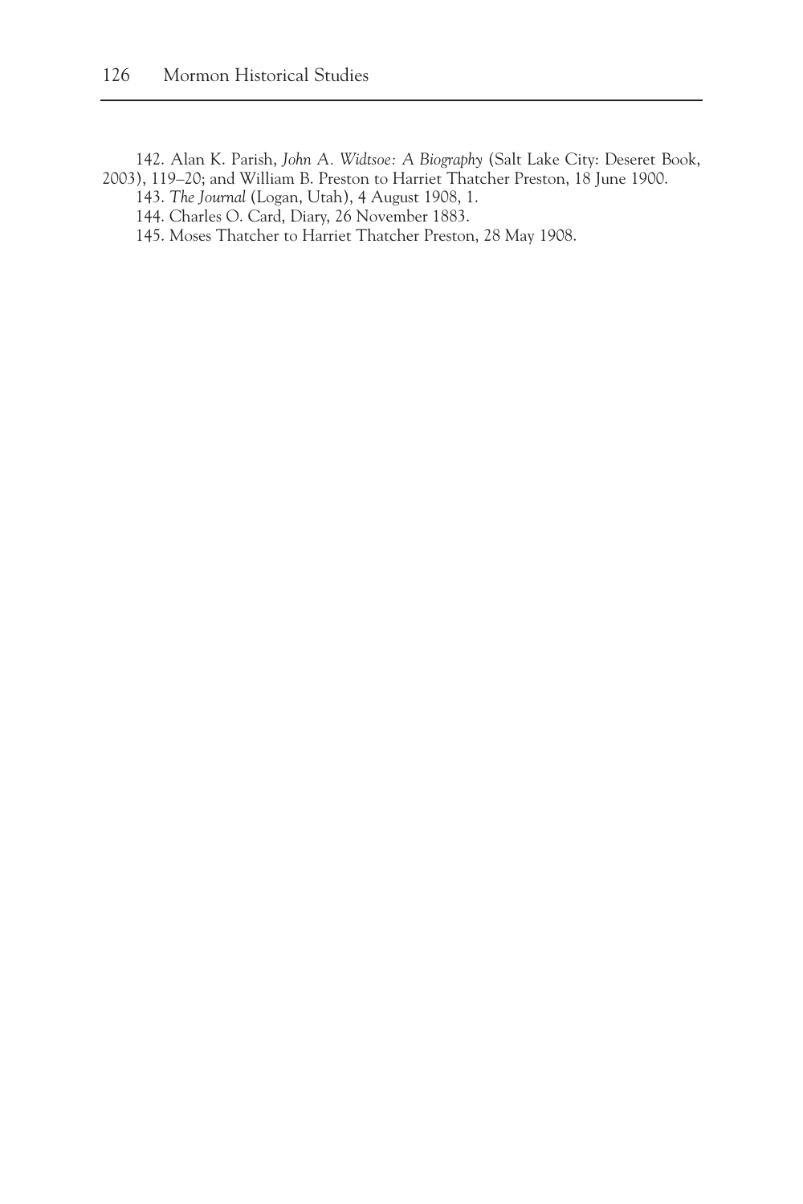142. Alan K. Parish, *John A. Widtsoe: A Biography* (Salt Lake City: Deseret Book, 2003), 119–20; and William B. Preston to Harriet Thatcher Preston, 18 June 1900.

143. *The Journal* (Logan, Utah), 4 August 1908, 1.

144. Charles O. Card, Diary, 26 November 1883.

145. Moses Thatcher to Harriet Thatcher Preston, 28 May 1908.